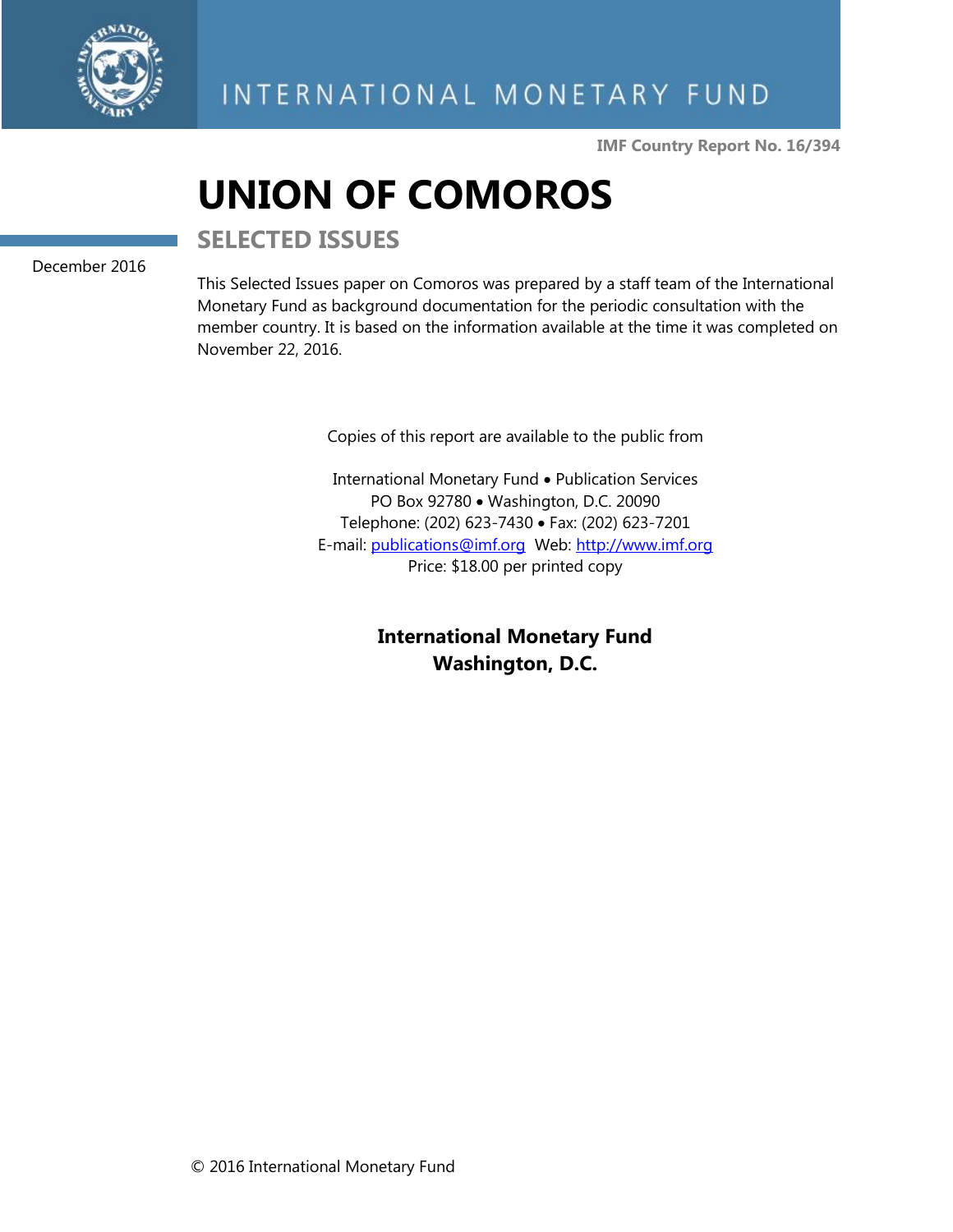INTERNATIONAL MONETARY FUND

IMF Country Report No. 16/394

# UNION OF COMOROS

## SELECTED ISSUES

December 2016

This Selected Issues paper on Comoros was prepared by a staff team of the International Monetary Fund as background documentation for the periodic consultation with the member country. It is based on the information available at the time it was completed on November 22, 2016.

Copies of this report are available to the public from

International Monetary Fund • Publication Services
PO Box 92780 • Washington, D.C. 20090
Telephone: (202) 623-7430 • Fax: (202) 623-7201
E-mail: publications@imf.org Web: http://www.imf.org
Price: $18.00 per printed copy

**International Monetary Fund**
**Washington, D.C.**

© 2016 International Monetary Fund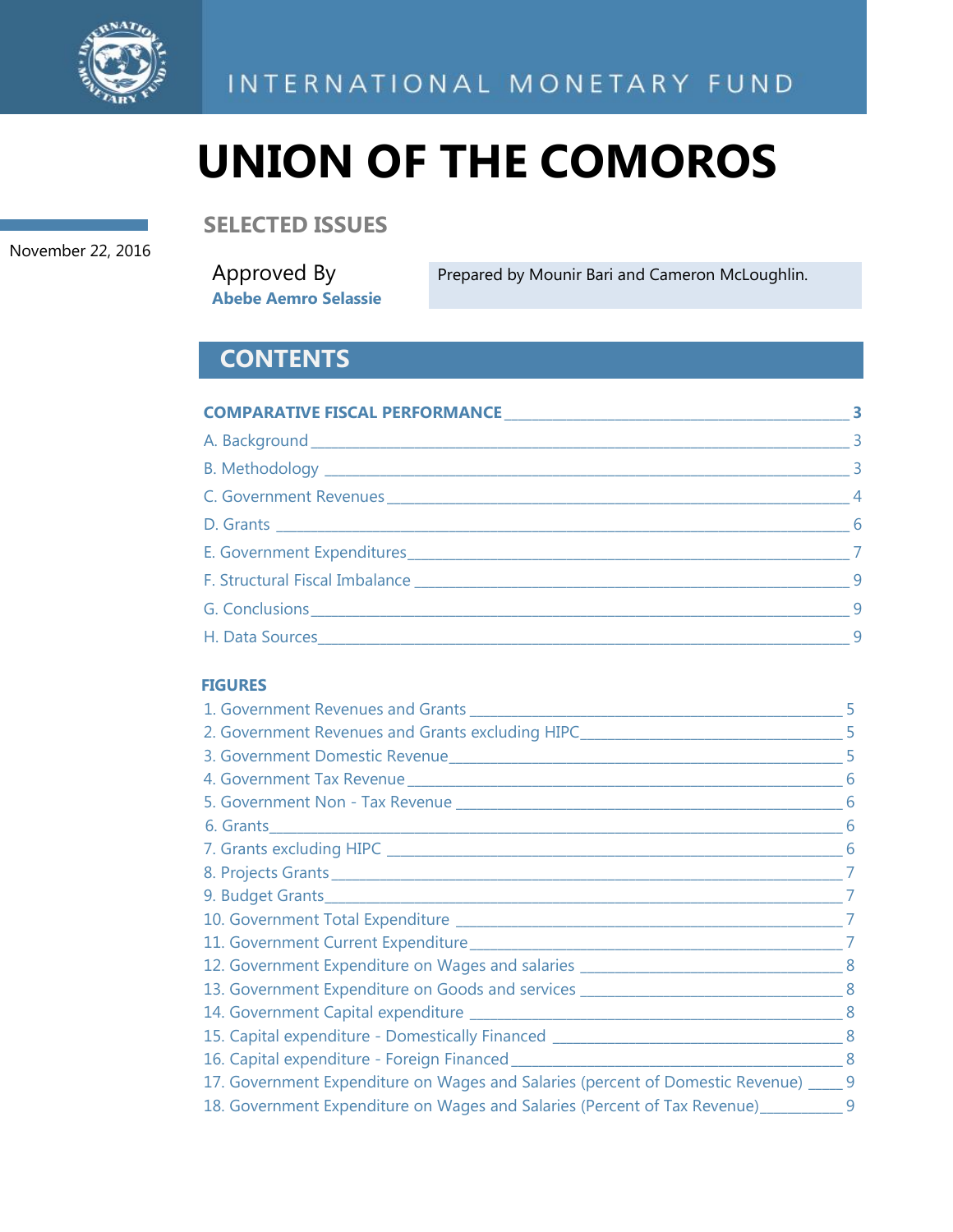INTERNATIONAL MONETARY FUND

# UNION OF THE COMOROS

## SELECTED ISSUES

November 22, 2016

Approved By
**Abebe Aemro Selassie**

Prepared by Mounir Bari and Cameron McLoughlin.

## CONTENTS

**COMPARATIVE FISCAL PERFORMANCE** ____ **3**

A. Background ____ 3

B. Methodology ____ 3

C. Government Revenues ____ 4

D. Grants ____ 6

E. Government Expenditures ____ 7

F. Structural Fiscal Imbalance ____ 9

G. Conclusions ____ 9

H. Data Sources ____ 9

**FIGURES**

1. Government Revenues and Grants ____ 5
2. Government Revenues and Grants excluding HIPC ____ 5
3. Government Domestic Revenue ____ 5
4. Government Tax Revenue ____ 6
5. Government Non - Tax Revenue ____ 6
6. Grants ____ 6
7. Grants excluding HIPC ____ 6
8. Projects Grants ____ 7
9. Budget Grants ____ 7
10. Government Total Expenditure ____ 7
11. Government Current Expenditure ____ 7
12. Government Expenditure on Wages and salaries ____ 8
13. Government Expenditure on Goods and services ____ 8
14. Government Capital expenditure ____ 8
15. Capital expenditure - Domestically Financed ____ 8
16. Capital expenditure - Foreign Financed ____ 8
17. Government Expenditure on Wages and Salaries (percent of Domestic Revenue) ____ 9
18. Government Expenditure on Wages and Salaries (Percent of Tax Revenue) ____ 9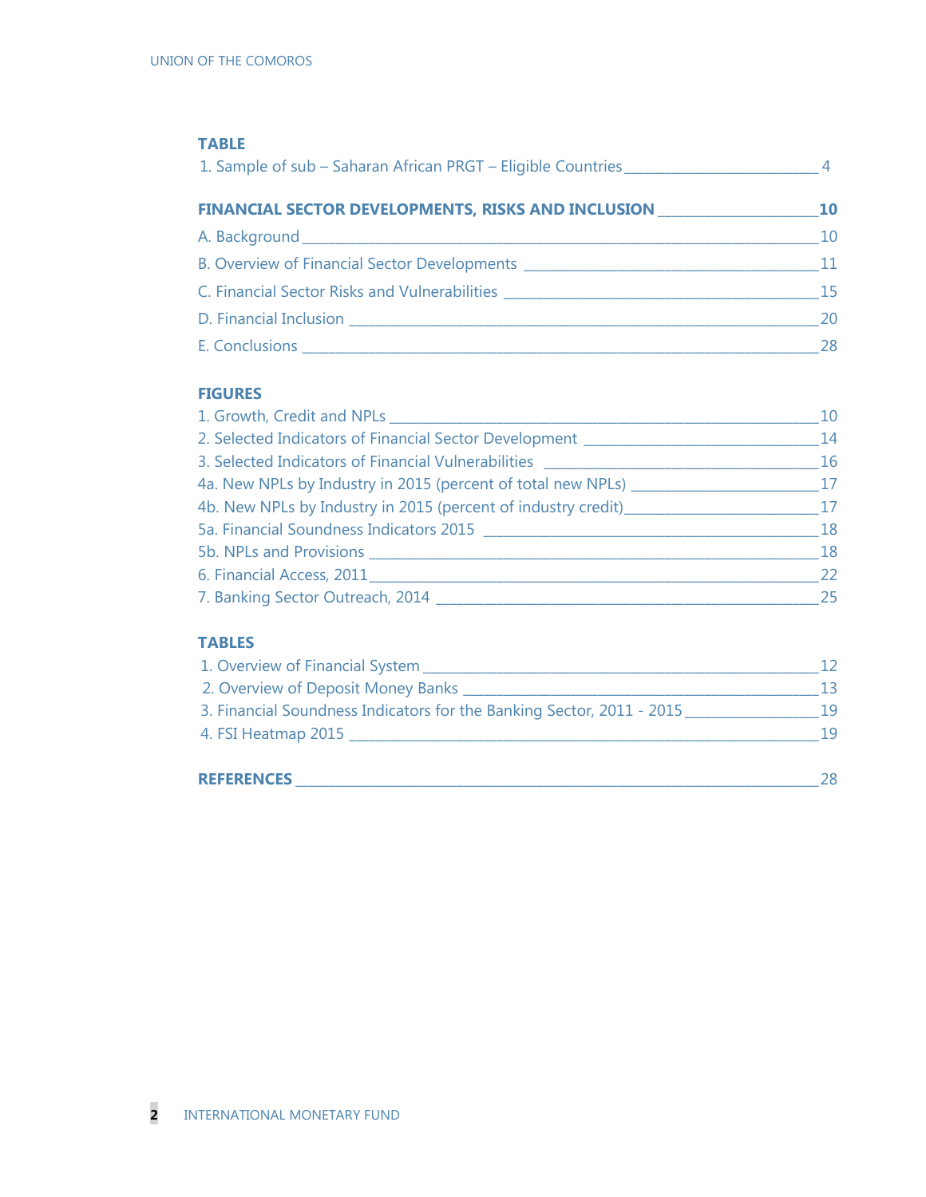**TABLE**

1. Sample of sub – Saharan African PRGT – Eligible Countries ____ 4

**FINANCIAL SECTOR DEVELOPMENTS, RISKS AND INCLUSION ____ 10**

A. Background ____ 10

B. Overview of Financial Sector Developments ____ 11

C. Financial Sector Risks and Vulnerabilities ____ 15

D. Financial Inclusion ____ 20

E. Conclusions ____ 28

**FIGURES**

1. Growth, Credit and NPLs ____ 10
2. Selected Indicators of Financial Sector Development ____ 14
3. Selected Indicators of Financial Vulnerabilities ____ 16

4a. New NPLs by Industry in 2015 (percent of total new NPLs) ____ 17

4b. New NPLs by Industry in 2015 (percent of industry credit) ____ 17

5a. Financial Soundness Indicators 2015 ____ 18

5b. NPLs and Provisions ____ 18

6. Financial Access, 2011 ____ 22
7. Banking Sector Outreach, 2014 ____ 25

**TABLES**

1. Overview of Financial System ____ 12
2. Overview of Deposit Money Banks ____ 13
3. Financial Soundness Indicators for the Banking Sector, 2011 - 2015 ____ 19
4. FSI Heatmap 2015 ____ 19

**REFERENCES** ____ 28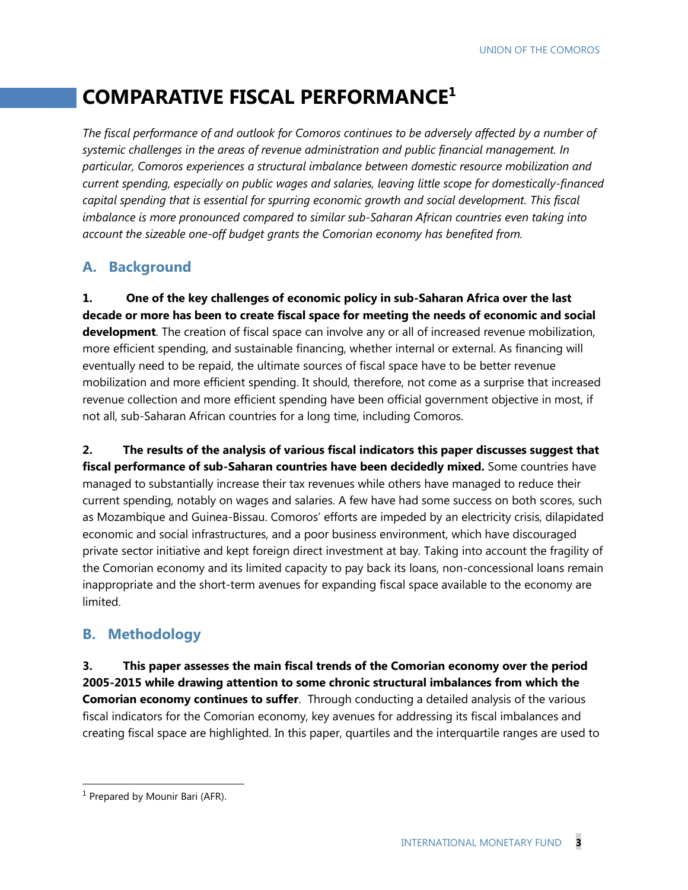# COMPARATIVE FISCAL PERFORMANCE[1]

*The fiscal performance of and outlook for Comoros continues to be adversely affected by a number of systemic challenges in the areas of revenue administration and public financial management. In particular, Comoros experiences a structural imbalance between domestic resource mobilization and current spending, especially on public wages and salaries, leaving little scope for domestically-financed capital spending that is essential for spurring economic growth and social development. This fiscal imbalance is more pronounced compared to similar sub-Saharan African countries even taking into account the sizeable one-off budget grants the Comorian economy has benefited from.*

## A. Background

**1. One of the key challenges of economic policy in sub-Saharan Africa over the last decade or more has been to create fiscal space for meeting the needs of economic and social development**. The creation of fiscal space can involve any or all of increased revenue mobilization, more efficient spending, and sustainable financing, whether internal or external. As financing will eventually need to be repaid, the ultimate sources of fiscal space have to be better revenue mobilization and more efficient spending. It should, therefore, not come as a surprise that increased revenue collection and more efficient spending have been official government objective in most, if not all, sub-Saharan African countries for a long time, including Comoros.

**2. The results of the analysis of various fiscal indicators this paper discusses suggest that fiscal performance of sub-Saharan countries have been decidedly mixed.** Some countries have managed to substantially increase their tax revenues while others have managed to reduce their current spending, notably on wages and salaries. A few have had some success on both scores, such as Mozambique and Guinea-Bissau. Comoros' efforts are impeded by an electricity crisis, dilapidated economic and social infrastructures, and a poor business environment, which have discouraged private sector initiative and kept foreign direct investment at bay. Taking into account the fragility of the Comorian economy and its limited capacity to pay back its loans, non-concessional loans remain inappropriate and the short-term avenues for expanding fiscal space available to the economy are limited.

## B. Methodology

**3. This paper assesses the main fiscal trends of the Comorian economy over the period 2005-2015 while drawing attention to some chronic structural imbalances from which the Comorian economy continues to suffer**. Through conducting a detailed analysis of the various fiscal indicators for the Comorian economy, key avenues for addressing its fiscal imbalances and creating fiscal space are highlighted. In this paper, quartiles and the interquartile ranges are used to

[1] Prepared by Mounir Bari (AFR).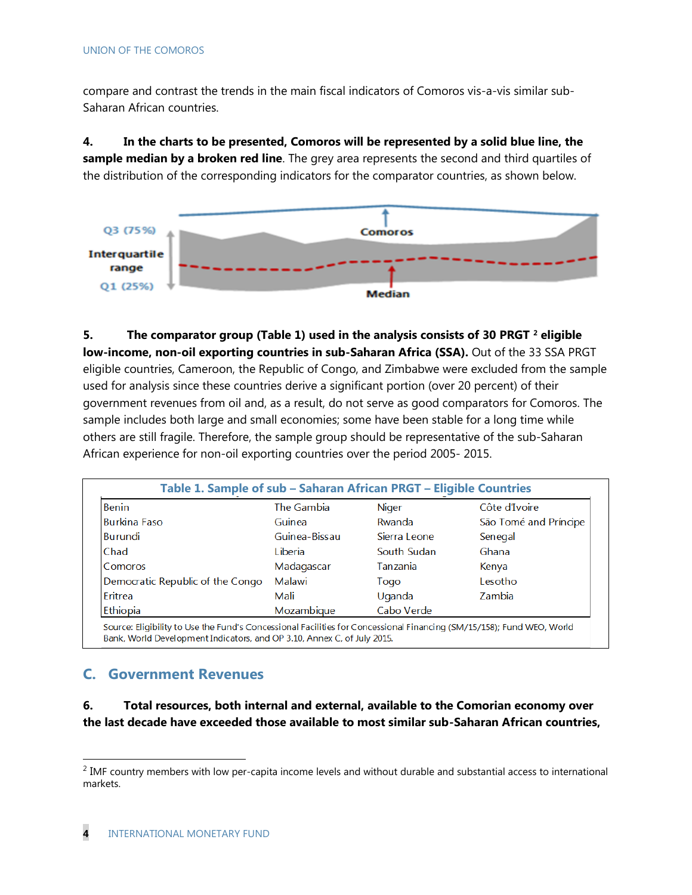compare and contrast the trends in the main fiscal indicators of Comoros vis-a-vis similar sub-Saharan African countries.

4. **In the charts to be presented, Comoros will be represented by a solid blue line, the sample median by a broken red line**. The grey area represents the second and third quartiles of the distribution of the corresponding indicators for the comparator countries, as shown below.

Q3 (75%)

Interquartile range

Q1 (25%)

Comoros

Median

5. **The comparator group (Table 1) used in the analysis consists of 30 PRGT [2] eligible low-income, non-oil exporting countries in sub-Saharan Africa (SSA).** Out of the 33 SSA PRGT eligible countries, Cameroon, the Republic of Congo, and Zimbabwe were excluded from the sample used for analysis since these countries derive a significant portion (over 20 percent) of their government revenues from oil and, as a result, do not serve as good comparators for Comoros. The sample includes both large and small economies; some have been stable for a long time while others are still fragile. Therefore, the sample group should be representative of the sub-Saharan African experience for non-oil exporting countries over the period 2005- 2015.

**Table 1. Sample of sub – Saharan African PRGT – Eligible Countries**

| | | | |
|---|---|---|---|
| Benin | The Gambia | Niger | Côte dIvoire |
| Burkina Faso | Guinea | Rwanda | São Tomé and Príncipe |
| Burundi | Guinea-Bissau | Sierra Leone | Senegal |
| Chad | Liberia | South Sudan | Ghana |
| Comoros | Madagascar | Tanzania | Kenya |
| Democratic Republic of the Congo | Malawi | Togo | Lesotho |
| Eritrea | Mali | Uganda | Zambia |
| Ethiopia | Mozambique | Cabo Verde | |

Source: Eligibility to Use the Fund's Concessional Facilities for Concessional Financing (SM/15/158); Fund WEO, World Bank, World Development Indicators, and OP 3.10, Annex C, of July 2015.

## C. Government Revenues

6. **Total resources, both internal and external, available to the Comorian economy over the last decade have exceeded those available to most similar sub-Saharan African countries,**

[2] IMF country members with low per-capita income levels and without durable and substantial access to international markets.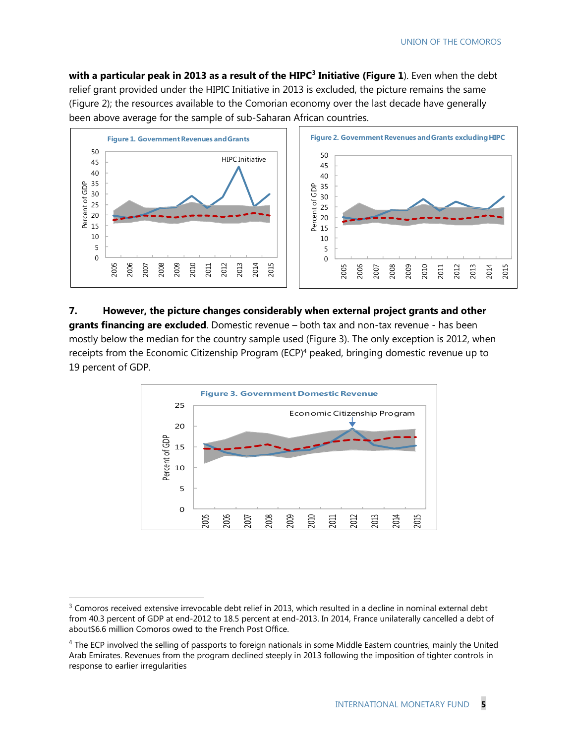**with a particular peak in 2013 as a result of the HIPC[3] Initiative (Figure 1**). Even when the debt relief grant provided under the HIPIC Initiative in 2013 is excluded, the picture remains the same (Figure 2); the resources available to the Comorian economy over the last decade have generally been above average for the sample of sub-Saharan African countries.

Figure 1. Government Revenues and Grants

Figure 2. Government Revenues and Grants excluding HIPC

**7. However, the picture changes considerably when external project grants and other grants financing are excluded**. Domestic revenue – both tax and non-tax revenue - has been mostly below the median for the country sample used (Figure 3). The only exception is 2012, when receipts from the Economic Citizenship Program (ECP)[4] peaked, bringing domestic revenue up to 19 percent of GDP.

Figure 3. Government Domestic Revenue

---

[3] Comoros received extensive irrevocable debt relief in 2013, which resulted in a decline in nominal external debt from 40.3 percent of GDP at end-2012 to 18.5 percent at end-2013. In 2014, France unilaterally cancelled a debt of about$6.6 million Comoros owed to the French Post Office.

[4] The ECP involved the selling of passports to foreign nationals in some Middle Eastern countries, mainly the United Arab Emirates. Revenues from the program declined steeply in 2013 following the imposition of tighter controls in response to earlier irregularities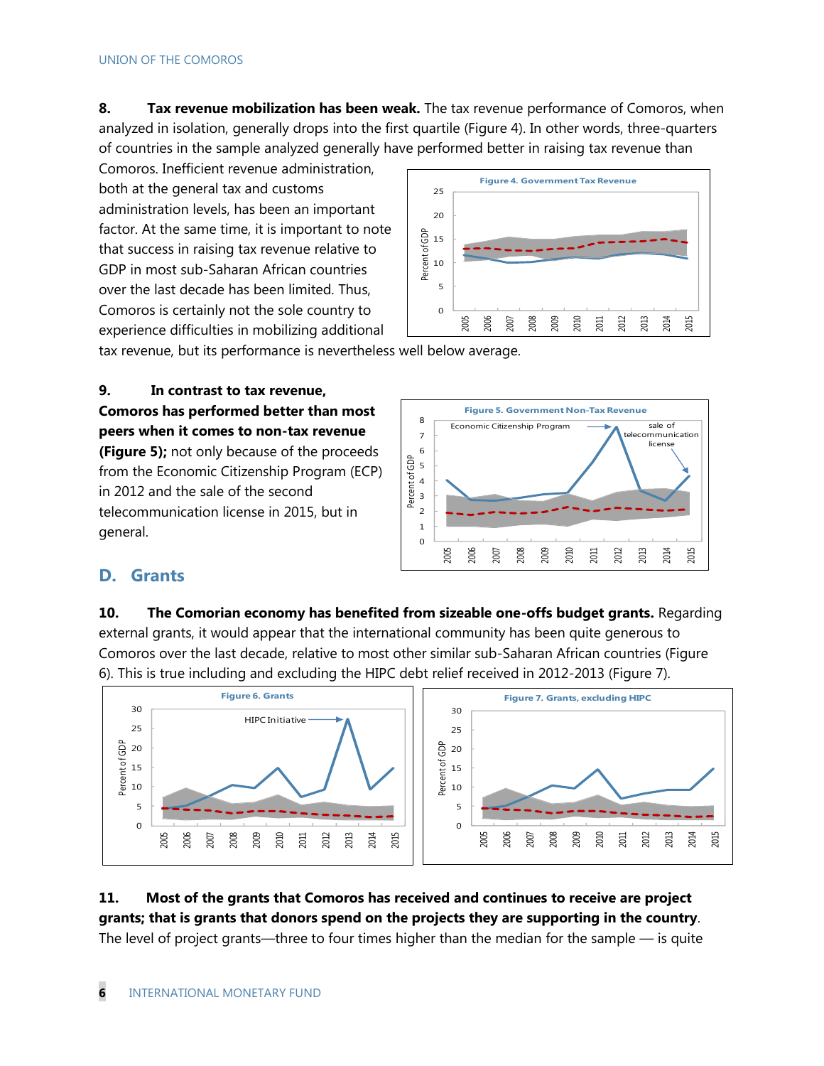**8. Tax revenue mobilization has been weak.** The tax revenue performance of Comoros, when analyzed in isolation, generally drops into the first quartile (Figure 4). In other words, three-quarters of countries in the sample analyzed generally have performed better in raising tax revenue than Comoros. Inefficient revenue administration, both at the general tax and customs administration levels, has been an important factor. At the same time, it is important to note that success in raising tax revenue relative to GDP in most sub-Saharan African countries over the last decade has been limited. Thus, Comoros is certainly not the sole country to experience difficulties in mobilizing additional tax revenue, but its performance is nevertheless well below average.

Figure 4. Government Tax Revenue

**9. In contrast to tax revenue, Comoros has performed better than most peers when it comes to non-tax revenue (Figure 5);** not only because of the proceeds from the Economic Citizenship Program (ECP) in 2012 and the sale of the second telecommunication license in 2015, but in general.

Figure 5. Government Non-Tax Revenue

## D. Grants

**10. The Comorian economy has benefited from sizeable one-offs budget grants.** Regarding external grants, it would appear that the international community has been quite generous to Comoros over the last decade, relative to most other similar sub-Saharan African countries (Figure 6). This is true including and excluding the HIPC debt relief received in 2012-2013 (Figure 7).

Figure 6. Grants

Figure 7. Grants, excluding HIPC

**11. Most of the grants that Comoros has received and continues to receive are project grants; that is grants that donors spend on the projects they are supporting in the country**. The level of project grants—three to four times higher than the median for the sample — is quite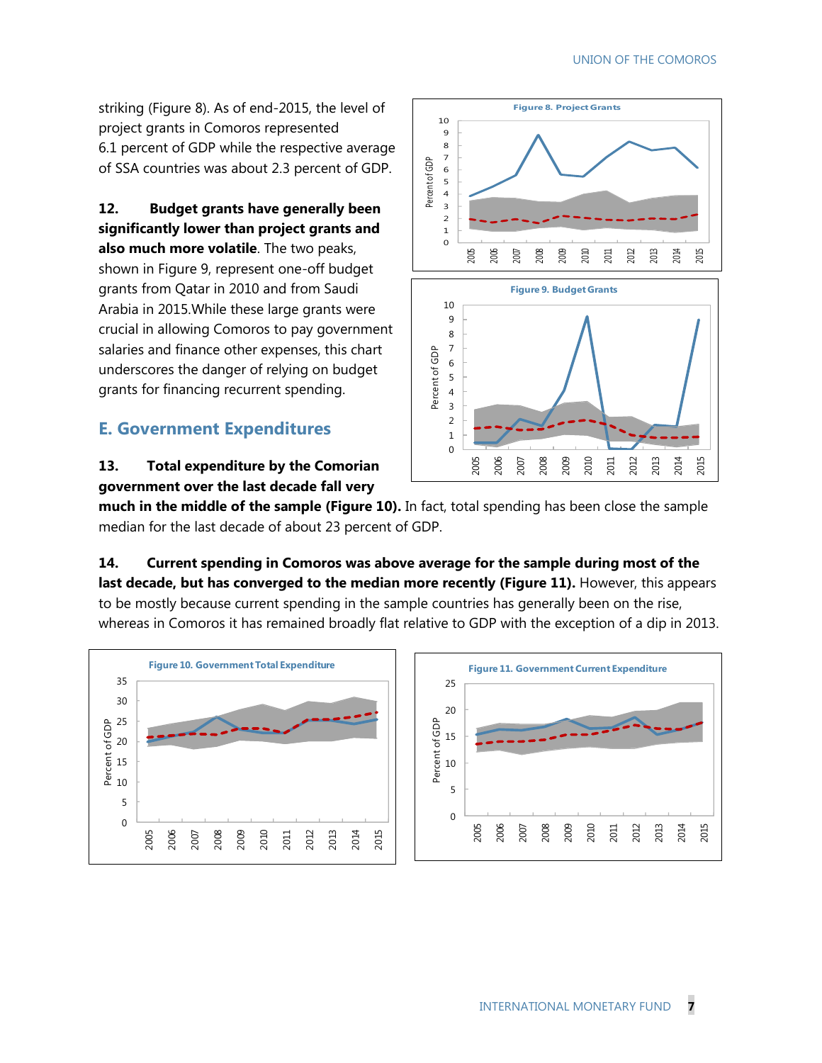striking (Figure 8). As of end-2015, the level of project grants in Comoros represented 6.1 percent of GDP while the respective average of SSA countries was about 2.3 percent of GDP.

**12. Budget grants have generally been significantly lower than project grants and also much more volatile**. The two peaks, shown in Figure 9, represent one-off budget grants from Qatar in 2010 and from Saudi Arabia in 2015.While these large grants were crucial in allowing Comoros to pay government salaries and finance other expenses, this chart underscores the danger of relying on budget grants for financing recurrent spending.

Figure 8. Project Grants

Figure 9. Budget Grants

## E. Government Expenditures

**13. Total expenditure by the Comorian government over the last decade fall very much in the middle of the sample (Figure 10).** In fact, total spending has been close the sample median for the last decade of about 23 percent of GDP.

**14. Current spending in Comoros was above average for the sample during most of the last decade, but has converged to the median more recently (Figure 11).** However, this appears to be mostly because current spending in the sample countries has generally been on the rise, whereas in Comoros it has remained broadly flat relative to GDP with the exception of a dip in 2013.

Figure 10. Government Total Expenditure

Figure 11. Government Current Expenditure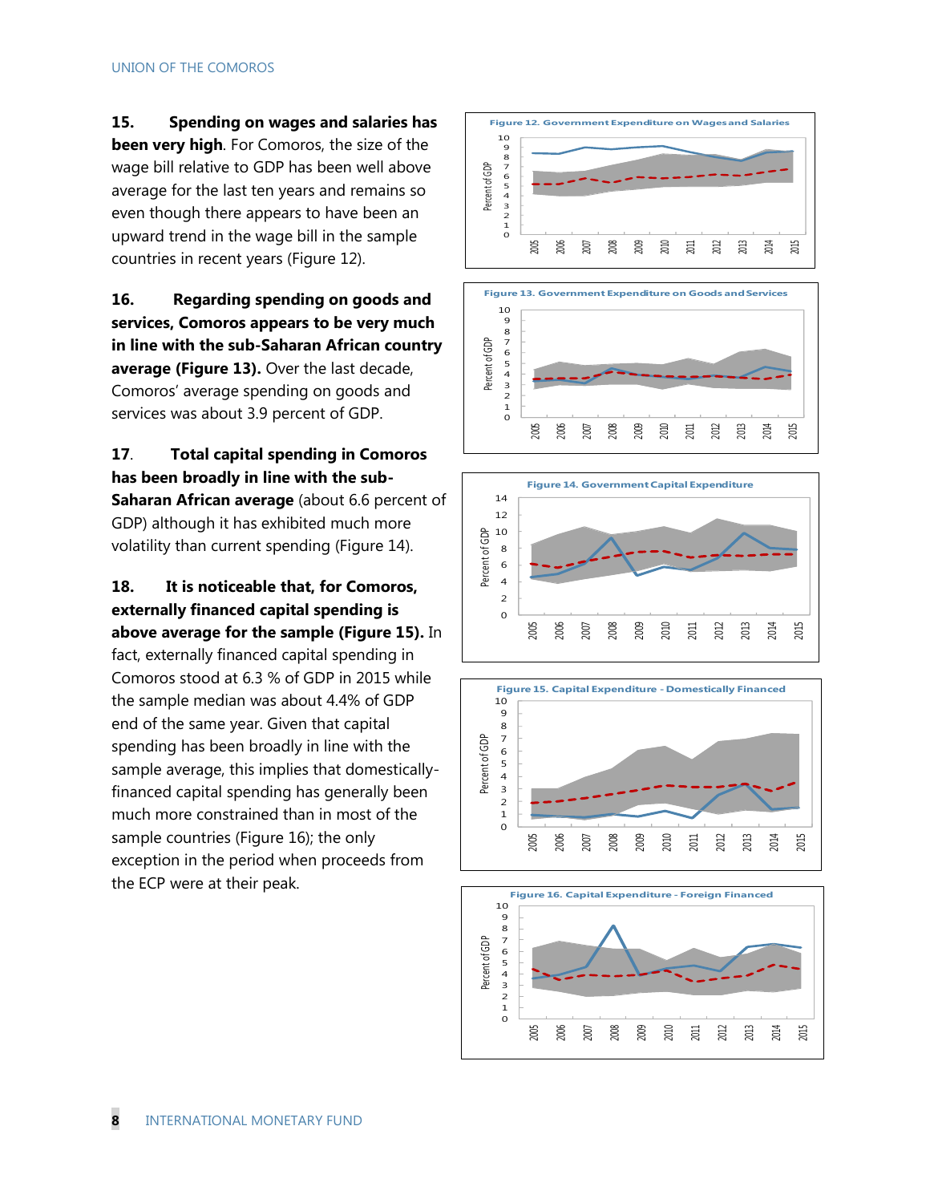**15. Spending on wages and salaries has been very high**. For Comoros, the size of the wage bill relative to GDP has been well above average for the last ten years and remains so even though there appears to have been an upward trend in the wage bill in the sample countries in recent years (Figure 12).

**16. Regarding spending on goods and services, Comoros appears to be very much in line with the sub-Saharan African country average (Figure 13).** Over the last decade, Comoros' average spending on goods and services was about 3.9 percent of GDP.

**17. Total capital spending in Comoros has been broadly in line with the sub-Saharan African average** (about 6.6 percent of GDP) although it has exhibited much more volatility than current spending (Figure 14).

**18. It is noticeable that, for Comoros, externally financed capital spending is above average for the sample (Figure 15).** In fact, externally financed capital spending in Comoros stood at 6.3 % of GDP in 2015 while the sample median was about 4.4% of GDP end of the same year. Given that capital spending has been broadly in line with the sample average, this implies that domestically-financed capital spending has generally been much more constrained than in most of the sample countries (Figure 16); the only exception in the period when proceeds from the ECP were at their peak.

Figure 12. Government Expenditure on Wages and Salaries

Figure 13. Government Expenditure on Goods and Services

Figure 14. Government Capital Expenditure

Figure 15. Capital Expenditure - Domestically Financed

Figure 16. Capital Expenditure - Foreign Financed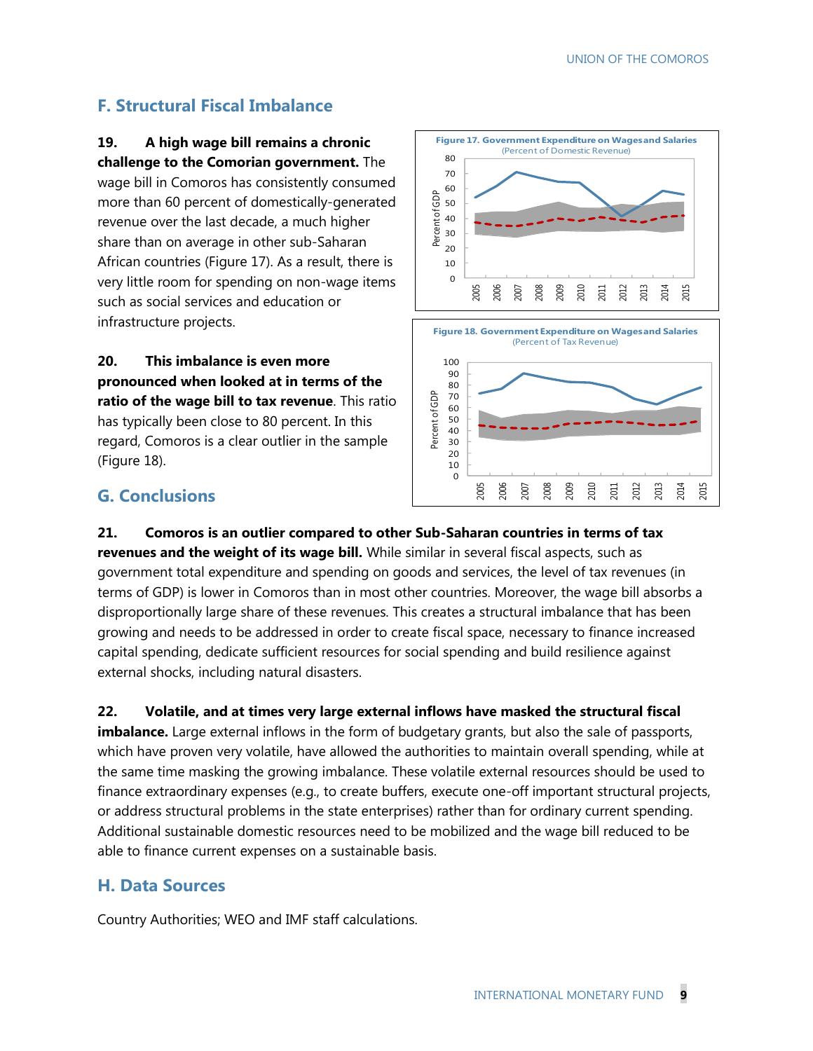## F. Structural Fiscal Imbalance

**19. A high wage bill remains a chronic challenge to the Comorian government.** The wage bill in Comoros has consistently consumed more than 60 percent of domestically-generated revenue over the last decade, a much higher share than on average in other sub-Saharan African countries (Figure 17). As a result, there is very little room for spending on non-wage items such as social services and education or infrastructure projects.

Figure 17. Government Expenditure on Wages and Salaries (Percent of Domestic Revenue)

**20. This imbalance is even more pronounced when looked at in terms of the ratio of the wage bill to tax revenue**. This ratio has typically been close to 80 percent. In this regard, Comoros is a clear outlier in the sample (Figure 18).

Figure 18. Government Expenditure on Wages and Salaries (Percent of Tax Revenue)

## G. Conclusions

**21. Comoros is an outlier compared to other Sub-Saharan countries in terms of tax revenues and the weight of its wage bill.** While similar in several fiscal aspects, such as government total expenditure and spending on goods and services, the level of tax revenues (in terms of GDP) is lower in Comoros than in most other countries. Moreover, the wage bill absorbs a disproportionally large share of these revenues. This creates a structural imbalance that has been growing and needs to be addressed in order to create fiscal space, necessary to finance increased capital spending, dedicate sufficient resources for social spending and build resilience against external shocks, including natural disasters.

**22. Volatile, and at times very large external inflows have masked the structural fiscal imbalance.** Large external inflows in the form of budgetary grants, but also the sale of passports, which have proven very volatile, have allowed the authorities to maintain overall spending, while at the same time masking the growing imbalance. These volatile external resources should be used to finance extraordinary expenses (e.g., to create buffers, execute one-off important structural projects, or address structural problems in the state enterprises) rather than for ordinary current spending. Additional sustainable domestic resources need to be mobilized and the wage bill reduced to be able to finance current expenses on a sustainable basis.

## H. Data Sources

Country Authorities; WEO and IMF staff calculations.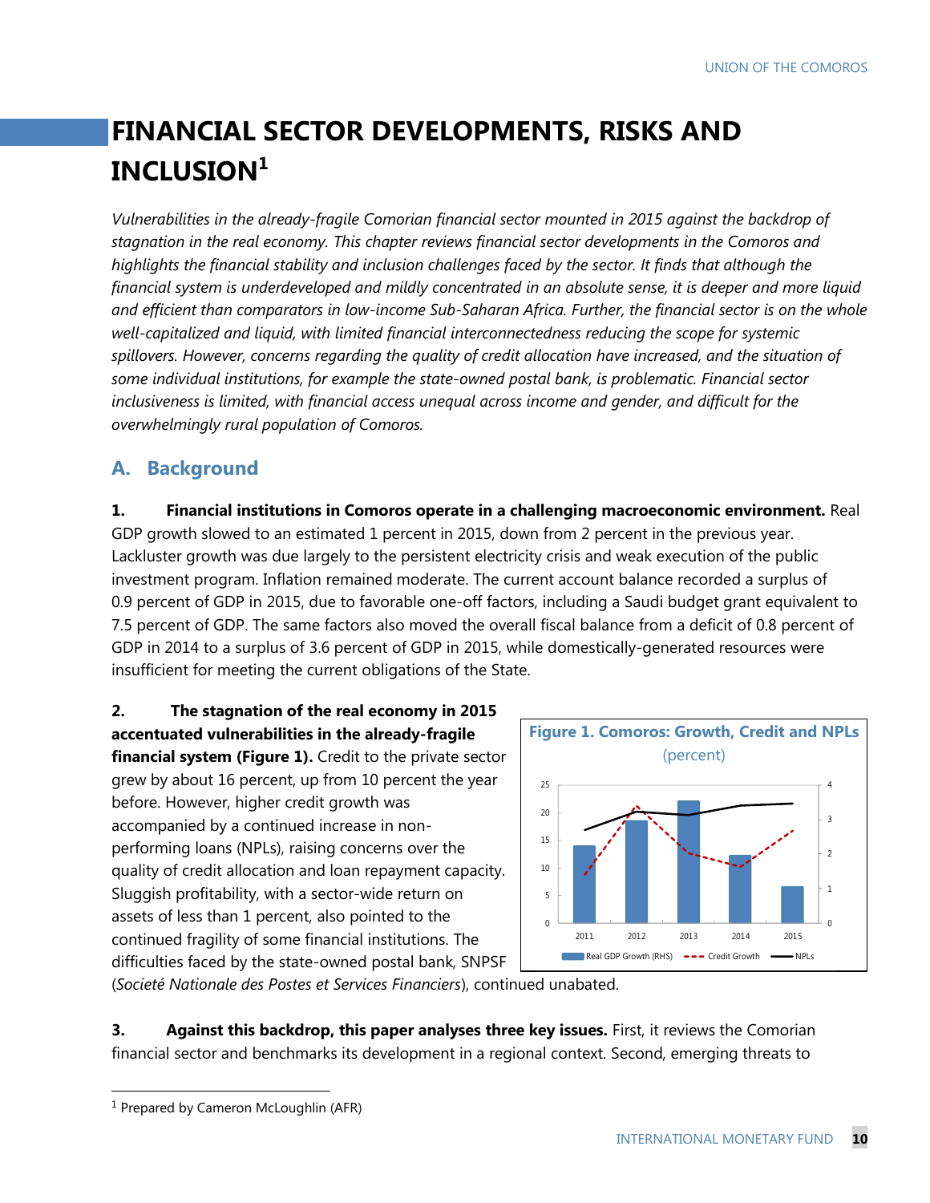# FINANCIAL SECTOR DEVELOPMENTS, RISKS AND INCLUSION[1]

*Vulnerabilities in the already-fragile Comorian financial sector mounted in 2015 against the backdrop of stagnation in the real economy. This chapter reviews financial sector developments in the Comoros and highlights the financial stability and inclusion challenges faced by the sector. It finds that although the financial system is underdeveloped and mildly concentrated in an absolute sense, it is deeper and more liquid and efficient than comparators in low-income Sub-Saharan Africa. Further, the financial sector is on the whole well-capitalized and liquid, with limited financial interconnectedness reducing the scope for systemic spillovers. However, concerns regarding the quality of credit allocation have increased, and the situation of some individual institutions, for example the state-owned postal bank, is problematic. Financial sector inclusiveness is limited, with financial access unequal across income and gender, and difficult for the overwhelmingly rural population of Comoros.*

## A. Background

**1. Financial institutions in Comoros operate in a challenging macroeconomic environment.** Real GDP growth slowed to an estimated 1 percent in 2015, down from 2 percent in the previous year. Lackluster growth was due largely to the persistent electricity crisis and weak execution of the public investment program. Inflation remained moderate. The current account balance recorded a surplus of 0.9 percent of GDP in 2015, due to favorable one-off factors, including a Saudi budget grant equivalent to 7.5 percent of GDP. The same factors also moved the overall fiscal balance from a deficit of 0.8 percent of GDP in 2014 to a surplus of 3.6 percent of GDP in 2015, while domestically-generated resources were insufficient for meeting the current obligations of the State.

**2. The stagnation of the real economy in 2015 accentuated vulnerabilities in the already-fragile financial system (Figure 1).** Credit to the private sector grew by about 16 percent, up from 10 percent the year before. However, higher credit growth was accompanied by a continued increase in non-performing loans (NPLs), raising concerns over the quality of credit allocation and loan repayment capacity. Sluggish profitability, with a sector-wide return on assets of less than 1 percent, also pointed to the continued fragility of some financial institutions. The difficulties faced by the state-owned postal bank, SNPSF (*Societé Nationale des Postes et Services Financiers*), continued unabated.

**Figure 1. Comoros: Growth, Credit and NPLs**
(percent)

Legend: Real GDP Growth (RHS), Credit Growth, NPLs (2011–2015)

**3. Against this backdrop, this paper analyses three key issues.** First, it reviews the Comorian financial sector and benchmarks its development in a regional context. Second, emerging threats to

[1] Prepared by Cameron McLoughlin (AFR)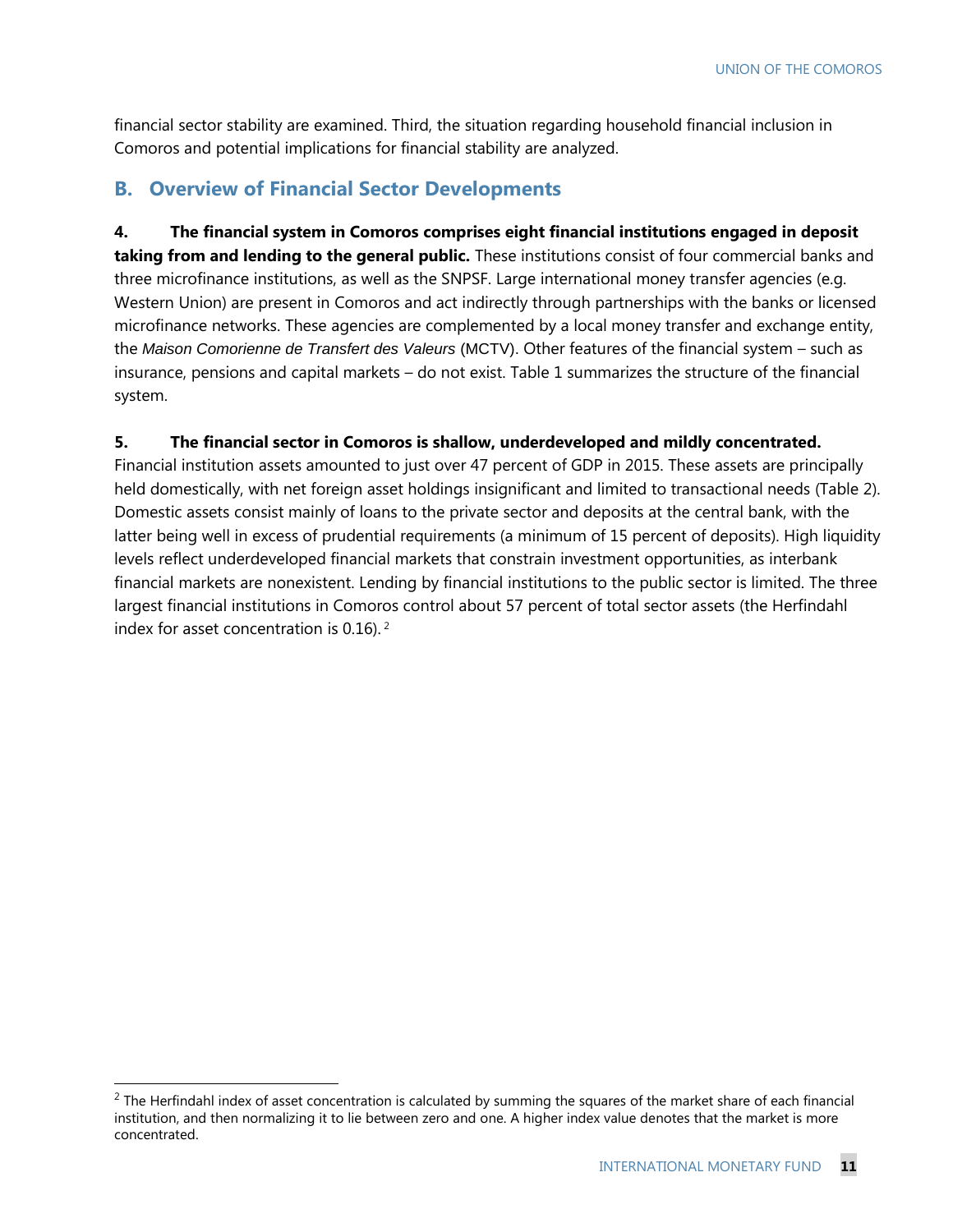financial sector stability are examined. Third, the situation regarding household financial inclusion in Comoros and potential implications for financial stability are analyzed.

## B. Overview of Financial Sector Developments

**4. The financial system in Comoros comprises eight financial institutions engaged in deposit taking from and lending to the general public.** These institutions consist of four commercial banks and three microfinance institutions, as well as the SNPSF. Large international money transfer agencies (e.g. Western Union) are present in Comoros and act indirectly through partnerships with the banks or licensed microfinance networks. These agencies are complemented by a local money transfer and exchange entity, the *Maison Comorienne de Transfert des Valeurs* (MCTV). Other features of the financial system – such as insurance, pensions and capital markets – do not exist. Table 1 summarizes the structure of the financial system.

**5. The financial sector in Comoros is shallow, underdeveloped and mildly concentrated.** Financial institution assets amounted to just over 47 percent of GDP in 2015. These assets are principally held domestically, with net foreign asset holdings insignificant and limited to transactional needs (Table 2). Domestic assets consist mainly of loans to the private sector and deposits at the central bank, with the latter being well in excess of prudential requirements (a minimum of 15 percent of deposits). High liquidity levels reflect underdeveloped financial markets that constrain investment opportunities, as interbank financial markets are nonexistent. Lending by financial institutions to the public sector is limited. The three largest financial institutions in Comoros control about 57 percent of total sector assets (the Herfindahl index for asset concentration is 0.16). [2]

[2] The Herfindahl index of asset concentration is calculated by summing the squares of the market share of each financial institution, and then normalizing it to lie between zero and one. A higher index value denotes that the market is more concentrated.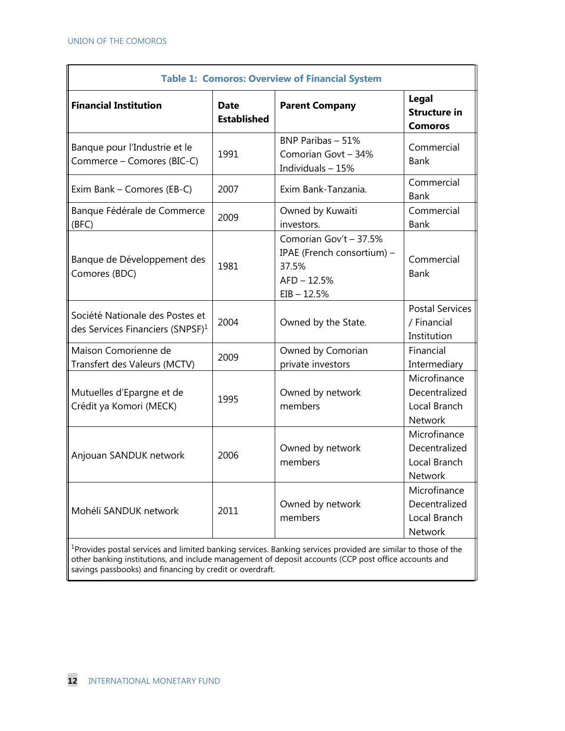**Table 1: Comoros: Overview of Financial System**

| Financial Institution | Date Established | Parent Company | Legal Structure in Comoros |
|---|---|---|---|
| Banque pour l'Industrie et le Commerce – Comores (BIC-C) | 1991 | BNP Paribas – 51%<br>Comorian Govt – 34%<br>Individuals – 15% | Commercial Bank |
| Exim Bank – Comores (EB-C) | 2007 | Exim Bank-Tanzania. | Commercial Bank |
| Banque Fédérale de Commerce (BFC) | 2009 | Owned by Kuwaiti investors. | Commercial Bank |
| Banque de Développement des Comores (BDC) | 1981 | Comorian Gov't – 37.5%<br>IPAE (French consortium) – 37.5%<br>AFD – 12.5%<br>EIB – 12.5% | Commercial Bank |
| Société Nationale des Postes et des Services Financiers (SNPSF)[1] | 2004 | Owned by the State. | Postal Services / Financial Institution |
| Maison Comorienne de Transfert des Valeurs (MCTV) | 2009 | Owned by Comorian private investors | Financial Intermediary |
| Mutuelles d'Epargne et de Crédit ya Komori (MECK) | 1995 | Owned by network members | Microfinance Decentralized Local Branch Network |
| Anjouan SANDUK network | 2006 | Owned by network members | Microfinance Decentralized Local Branch Network |
| Mohéli SANDUK network | 2011 | Owned by network members | Microfinance Decentralized Local Branch Network |

[1]Provides postal services and limited banking services. Banking services provided are similar to those of the other banking institutions, and include management of deposit accounts (CCP post office accounts and savings passbooks) and financing by credit or overdraft.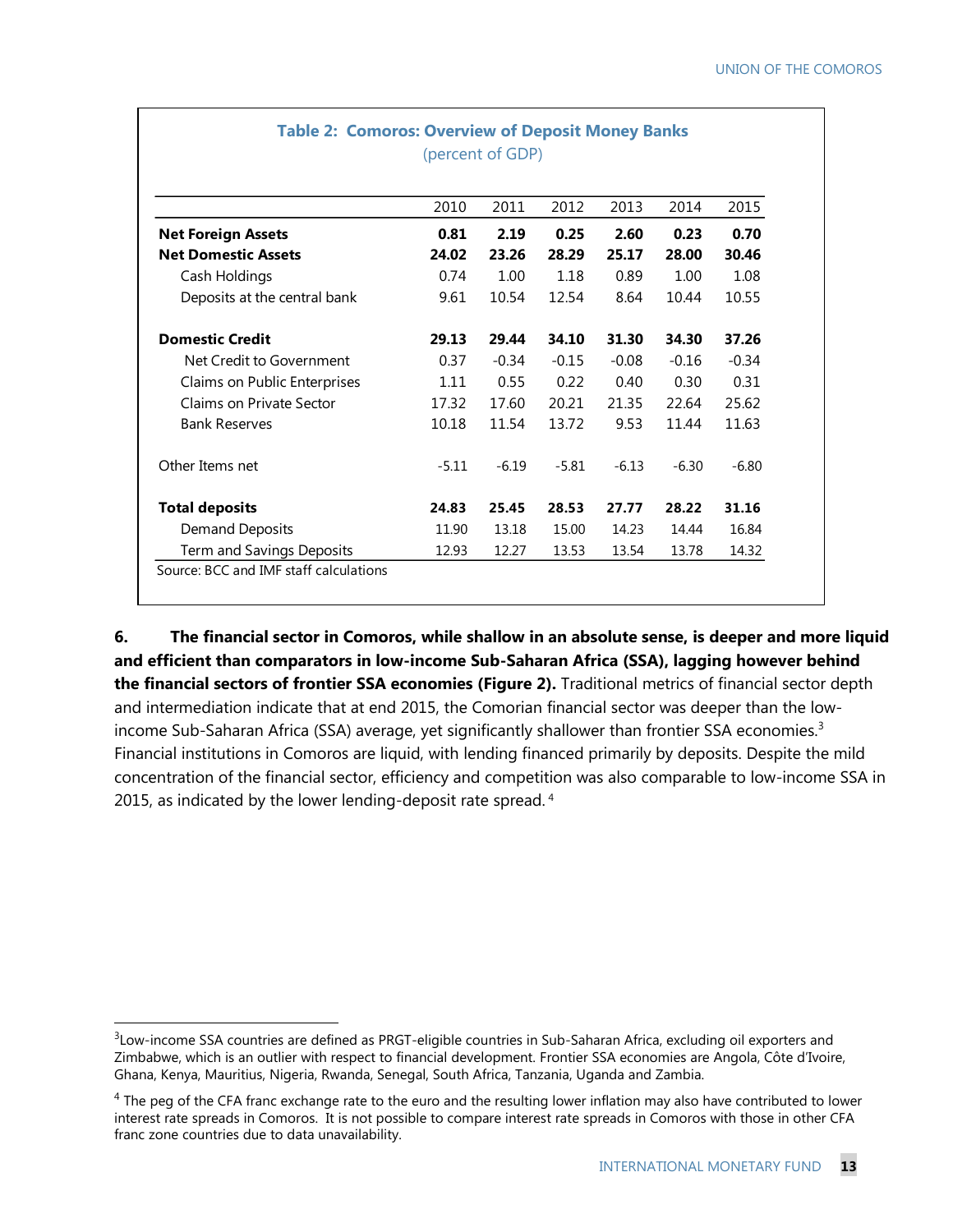**Table 2: Comoros: Overview of Deposit Money Banks**
(percent of GDP)

| | 2010 | 2011 | 2012 | 2013 | 2014 | 2015 |
|---|---|---|---|---|---|---|
| **Net Foreign Assets** | **0.81** | **2.19** | **0.25** | **2.60** | **0.23** | **0.70** |
| **Net Domestic Assets** | **24.02** | **23.26** | **28.29** | **25.17** | **28.00** | **30.46** |
| Cash Holdings | 0.74 | 1.00 | 1.18 | 0.89 | 1.00 | 1.08 |
| Deposits at the central bank | 9.61 | 10.54 | 12.54 | 8.64 | 10.44 | 10.55 |
| | | | | | | |
| **Domestic Credit** | **29.13** | **29.44** | **34.10** | **31.30** | **34.30** | **37.26** |
| Net Credit to Government | 0.37 | -0.34 | -0.15 | -0.08 | -0.16 | -0.34 |
| Claims on Public Enterprises | 1.11 | 0.55 | 0.22 | 0.40 | 0.30 | 0.31 |
| Claims on Private Sector | 17.32 | 17.60 | 20.21 | 21.35 | 22.64 | 25.62 |
| Bank Reserves | 10.18 | 11.54 | 13.72 | 9.53 | 11.44 | 11.63 |
| | | | | | | |
| Other Items net | -5.11 | -6.19 | -5.81 | -6.13 | -6.30 | -6.80 |
| | | | | | | |
| **Total deposits** | **24.83** | **25.45** | **28.53** | **27.77** | **28.22** | **31.16** |
| Demand Deposits | 11.90 | 13.18 | 15.00 | 14.23 | 14.44 | 16.84 |
| Term and Savings Deposits | 12.93 | 12.27 | 13.53 | 13.54 | 13.78 | 14.32 |

Source: BCC and IMF staff calculations

6. **The financial sector in Comoros, while shallow in an absolute sense, is deeper and more liquid and efficient than comparators in low-income Sub-Saharan Africa (SSA), lagging however behind the financial sectors of frontier SSA economies (Figure 2).** Traditional metrics of financial sector depth and intermediation indicate that at end 2015, the Comorian financial sector was deeper than the low-income Sub-Saharan Africa (SSA) average, yet significantly shallower than frontier SSA economies.[3] Financial institutions in Comoros are liquid, with lending financed primarily by deposits. Despite the mild concentration of the financial sector, efficiency and competition was also comparable to low-income SSA in 2015, as indicated by the lower lending-deposit rate spread.[4]

---

[3] Low-income SSA countries are defined as PRGT-eligible countries in Sub-Saharan Africa, excluding oil exporters and Zimbabwe, which is an outlier with respect to financial development. Frontier SSA economies are Angola, Côte d'Ivoire, Ghana, Kenya, Mauritius, Nigeria, Rwanda, Senegal, South Africa, Tanzania, Uganda and Zambia.

[4] The peg of the CFA franc exchange rate to the euro and the resulting lower inflation may also have contributed to lower interest rate spreads in Comoros. It is not possible to compare interest rate spreads in Comoros with those in other CFA franc zone countries due to data unavailability.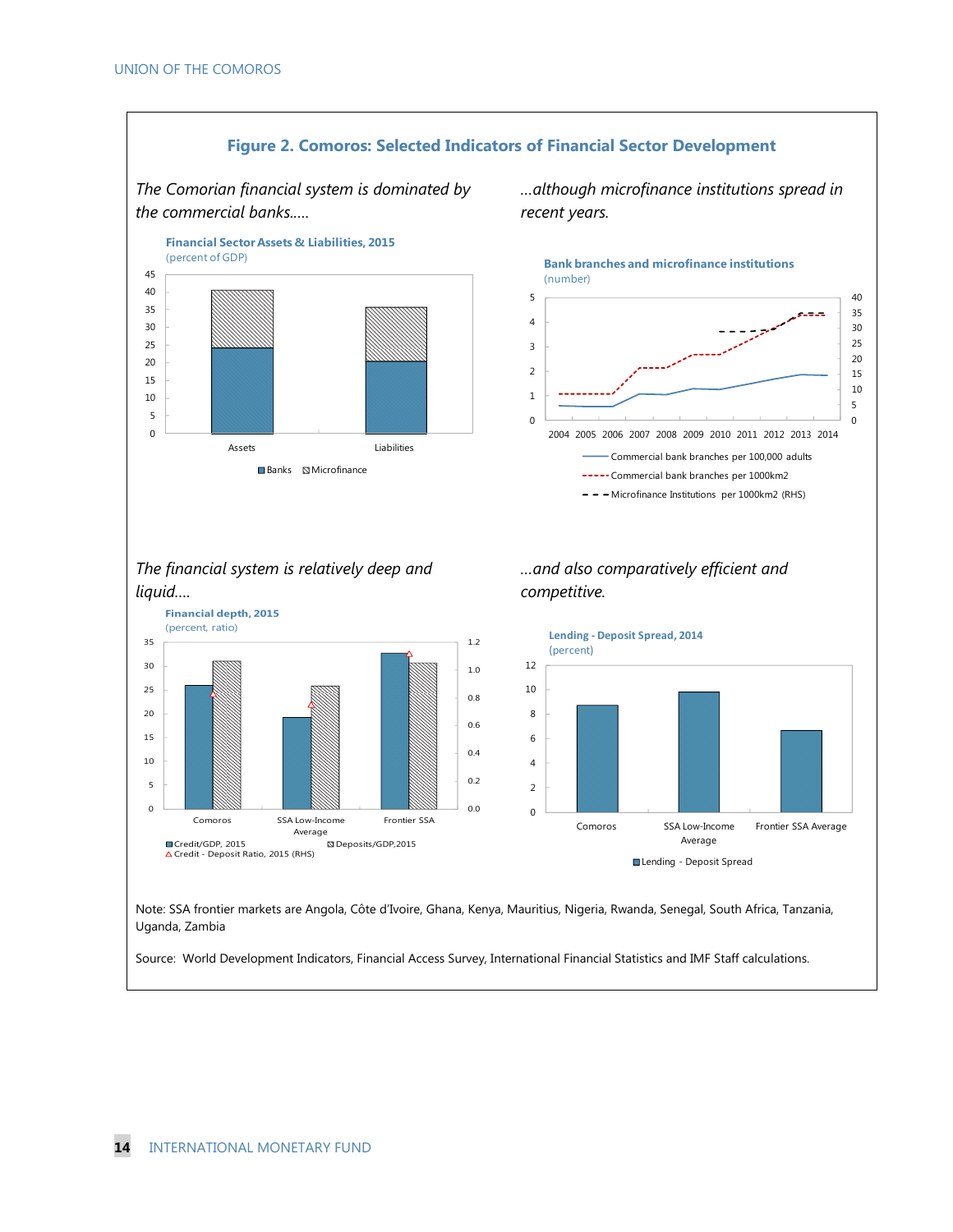## Figure 2. Comoros: Selected Indicators of Financial Sector Development

*The Comorian financial system is dominated by the commercial banks.....*

**Financial Sector Assets & Liabilities, 2015**
(percent of GDP)

Assets, Liabilities

Banks, Microfinance

*...although microfinance institutions spread in recent years.*

**Bank branches and microfinance institutions**
(number)

2004 2005 2006 2007 2008 2009 2010 2011 2012 2013 2014

Commercial bank branches per 100,000 adults
Commercial bank branches per 1000km2
Microfinance Institutions per 1000km2 (RHS)

*The financial system is relatively deep and liquid....*

**Financial depth, 2015**
(percent, ratio)

Comoros, SSA Low-Income Average, Frontier SSA

Credit/GDP, 2015
Deposits/GDP,2015
Credit - Deposit Ratio, 2015 (RHS)

*...and also comparatively efficient and competitive.*

**Lending - Deposit Spread, 2014**
(percent)

Comoros, SSA Low-Income Average, Frontier SSA Average

Lending - Deposit Spread

Note: SSA frontier markets are Angola, Côte d'Ivoire, Ghana, Kenya, Mauritius, Nigeria, Rwanda, Senegal, South Africa, Tanzania, Uganda, Zambia

Source: World Development Indicators, Financial Access Survey, International Financial Statistics and IMF Staff calculations.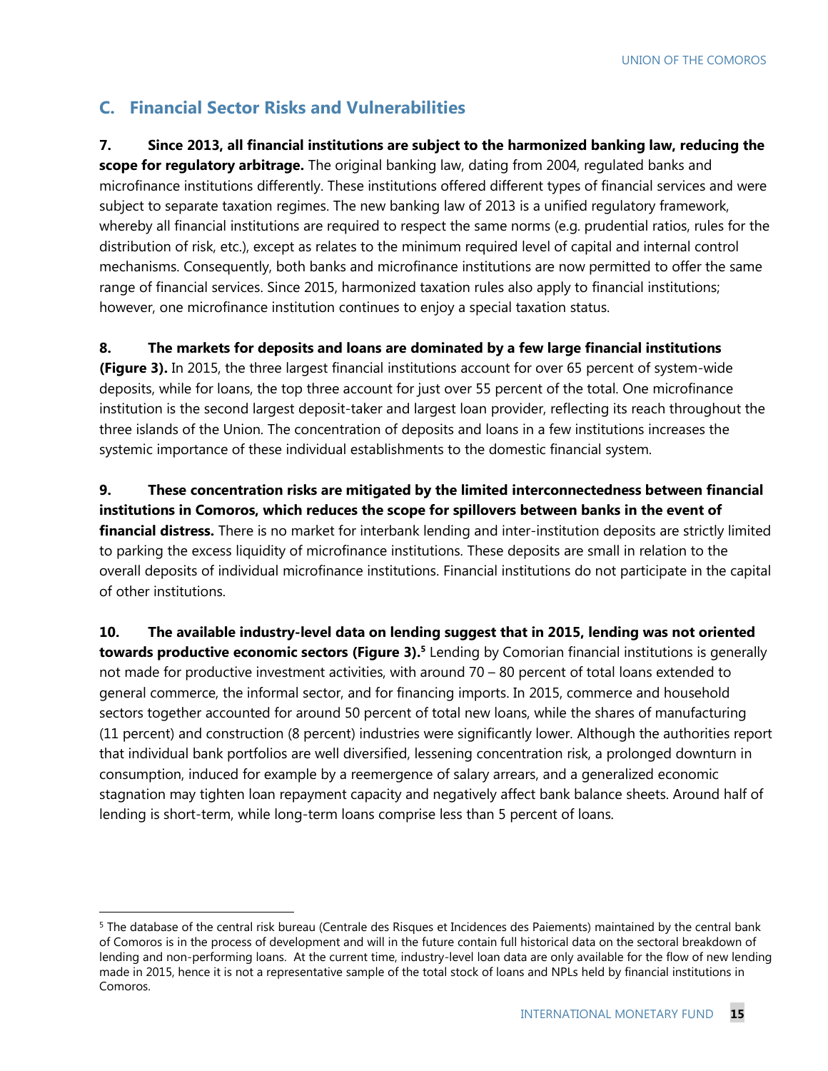## C. Financial Sector Risks and Vulnerabilities

**7. Since 2013, all financial institutions are subject to the harmonized banking law, reducing the scope for regulatory arbitrage.** The original banking law, dating from 2004, regulated banks and microfinance institutions differently. These institutions offered different types of financial services and were subject to separate taxation regimes. The new banking law of 2013 is a unified regulatory framework, whereby all financial institutions are required to respect the same norms (e.g. prudential ratios, rules for the distribution of risk, etc.), except as relates to the minimum required level of capital and internal control mechanisms. Consequently, both banks and microfinance institutions are now permitted to offer the same range of financial services. Since 2015, harmonized taxation rules also apply to financial institutions; however, one microfinance institution continues to enjoy a special taxation status.

**8. The markets for deposits and loans are dominated by a few large financial institutions (Figure 3).** In 2015, the three largest financial institutions account for over 65 percent of system-wide deposits, while for loans, the top three account for just over 55 percent of the total. One microfinance institution is the second largest deposit-taker and largest loan provider, reflecting its reach throughout the three islands of the Union. The concentration of deposits and loans in a few institutions increases the systemic importance of these individual establishments to the domestic financial system.

**9. These concentration risks are mitigated by the limited interconnectedness between financial institutions in Comoros, which reduces the scope for spillovers between banks in the event of financial distress.** There is no market for interbank lending and inter-institution deposits are strictly limited to parking the excess liquidity of microfinance institutions. These deposits are small in relation to the overall deposits of individual microfinance institutions. Financial institutions do not participate in the capital of other institutions.

**10. The available industry-level data on lending suggest that in 2015, lending was not oriented towards productive economic sectors (Figure 3).[5]** Lending by Comorian financial institutions is generally not made for productive investment activities, with around 70 – 80 percent of total loans extended to general commerce, the informal sector, and for financing imports. In 2015, commerce and household sectors together accounted for around 50 percent of total new loans, while the shares of manufacturing (11 percent) and construction (8 percent) industries were significantly lower. Although the authorities report that individual bank portfolios are well diversified, lessening concentration risk, a prolonged downturn in consumption, induced for example by a reemergence of salary arrears, and a generalized economic stagnation may tighten loan repayment capacity and negatively affect bank balance sheets. Around half of lending is short-term, while long-term loans comprise less than 5 percent of loans.

[5] The database of the central risk bureau (Centrale des Risques et Incidences des Paiements) maintained by the central bank of Comoros is in the process of development and will in the future contain full historical data on the sectoral breakdown of lending and non-performing loans. At the current time, industry-level loan data are only available for the flow of new lending made in 2015, hence it is not a representative sample of the total stock of loans and NPLs held by financial institutions in Comoros.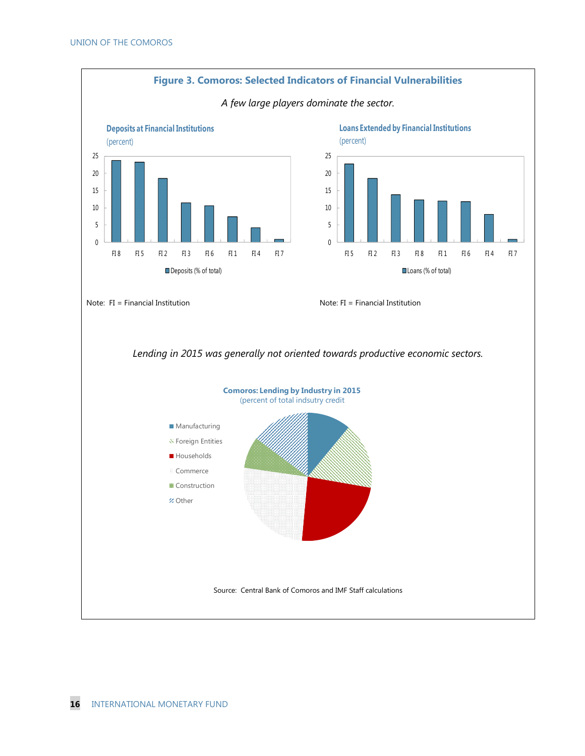## Figure 3. Comoros: Selected Indicators of Financial Vulnerabilities

*A few large players dominate the sector.*

**Deposits at Financial Institutions**
(percent)

Deposits (% of total)

Note: FI = Financial Institution

**Loans Extended by Financial Institutions**
(percent)

Loans (% of total)

Note: FI = Financial Institution

*Lending in 2015 was generally not oriented towards productive economic sectors.*

**Comoros: Lending by Industry in 2015**
(percent of total indsutry credit

- Manufacturing
- Foreign Entities
- Households
- Commerce
- Construction
- Other

Source: Central Bank of Comoros and IMF Staff calculations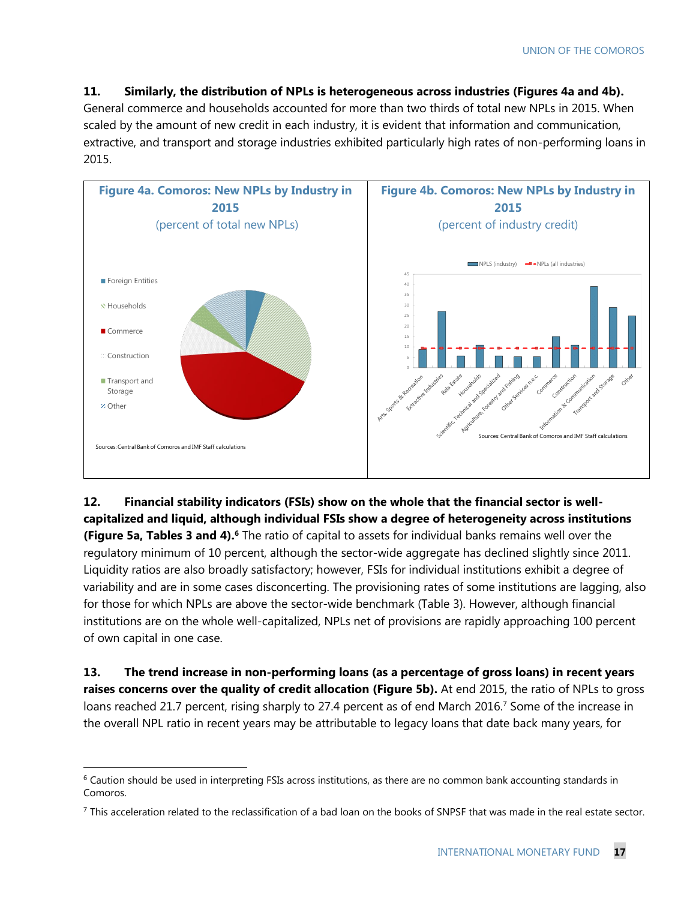**11. Similarly, the distribution of NPLs is heterogeneous across industries (Figures 4a and 4b).** General commerce and households accounted for more than two thirds of total new NPLs in 2015. When scaled by the amount of new credit in each industry, it is evident that information and communication, extractive, and transport and storage industries exhibited particularly high rates of non-performing loans in 2015.

**Figure 4a. Comoros: New NPLs by Industry in 2015**
(percent of total new NPLs)

Foreign Entities
Households
Commerce
Construction
Transport and Storage
Other

Sources: Central Bank of Comoros and IMF Staff calculations

**Figure 4b. Comoros: New NPLs by Industry in 2015**
(percent of industry credit)

NPLS (industry) — NPLs (all industries)

Arts, Sports & Recreation; Extractive Industries; Rela Estate; Households; Scientific, Technical and Specialized; Agriculture, Forestry and Fishing; Other Services n.e.c.; Commerce; Construction; Information & Communication; Transport and Storage; Other

Sources: Central Bank of Comoros and IMF Staff calculations

**12. Financial stability indicators (FSIs) show on the whole that the financial sector is well-capitalized and liquid, although individual FSIs show a degree of heterogeneity across institutions (Figure 5a, Tables 3 and 4).**[6] The ratio of capital to assets for individual banks remains well over the regulatory minimum of 10 percent, although the sector-wide aggregate has declined slightly since 2011. Liquidity ratios are also broadly satisfactory; however, FSIs for individual institutions exhibit a degree of variability and are in some cases disconcerting. The provisioning rates of some institutions are lagging, also for those for which NPLs are above the sector-wide benchmark (Table 3). However, although financial institutions are on the whole well-capitalized, NPLs net of provisions are rapidly approaching 100 percent of own capital in one case.

**13. The trend increase in non-performing loans (as a percentage of gross loans) in recent years raises concerns over the quality of credit allocation (Figure 5b).** At end 2015, the ratio of NPLs to gross loans reached 21.7 percent, rising sharply to 27.4 percent as of end March 2016.[7] Some of the increase in the overall NPL ratio in recent years may be attributable to legacy loans that date back many years, for

[6] Caution should be used in interpreting FSIs across institutions, as there are no common bank accounting standards in Comoros.

[7] This acceleration related to the reclassification of a bad loan on the books of SNPSF that was made in the real estate sector.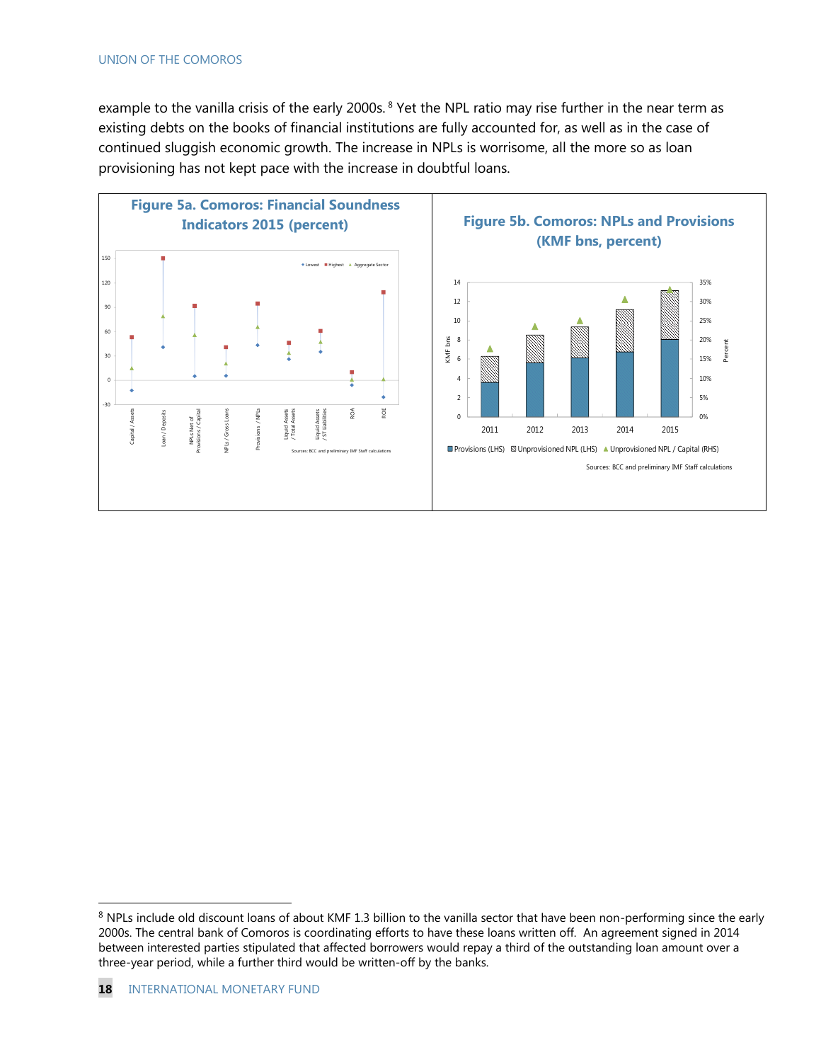example to the vanilla crisis of the early 2000s.[8] Yet the NPL ratio may rise further in the near term as existing debts on the books of financial institutions are fully accounted for, as well as in the case of continued sluggish economic growth. The increase in NPLs is worrisome, all the more so as loan provisioning has not kept pace with the increase in doubtful loans.

**Figure 5a. Comoros: Financial Soundness Indicators 2015 (percent)**

Sources: BCC and preliminary IMF Staff calculations

**Figure 5b. Comoros: NPLs and Provisions (KMF bns, percent)**

Sources: BCC and preliminary IMF Staff calculations

---

[8] NPLs include old discount loans of about KMF 1.3 billion to the vanilla sector that have been non-performing since the early 2000s. The central bank of Comoros is coordinating efforts to have these loans written off. An agreement signed in 2014 between interested parties stipulated that affected borrowers would repay a third of the outstanding loan amount over a three-year period, while a further third would be written-off by the banks.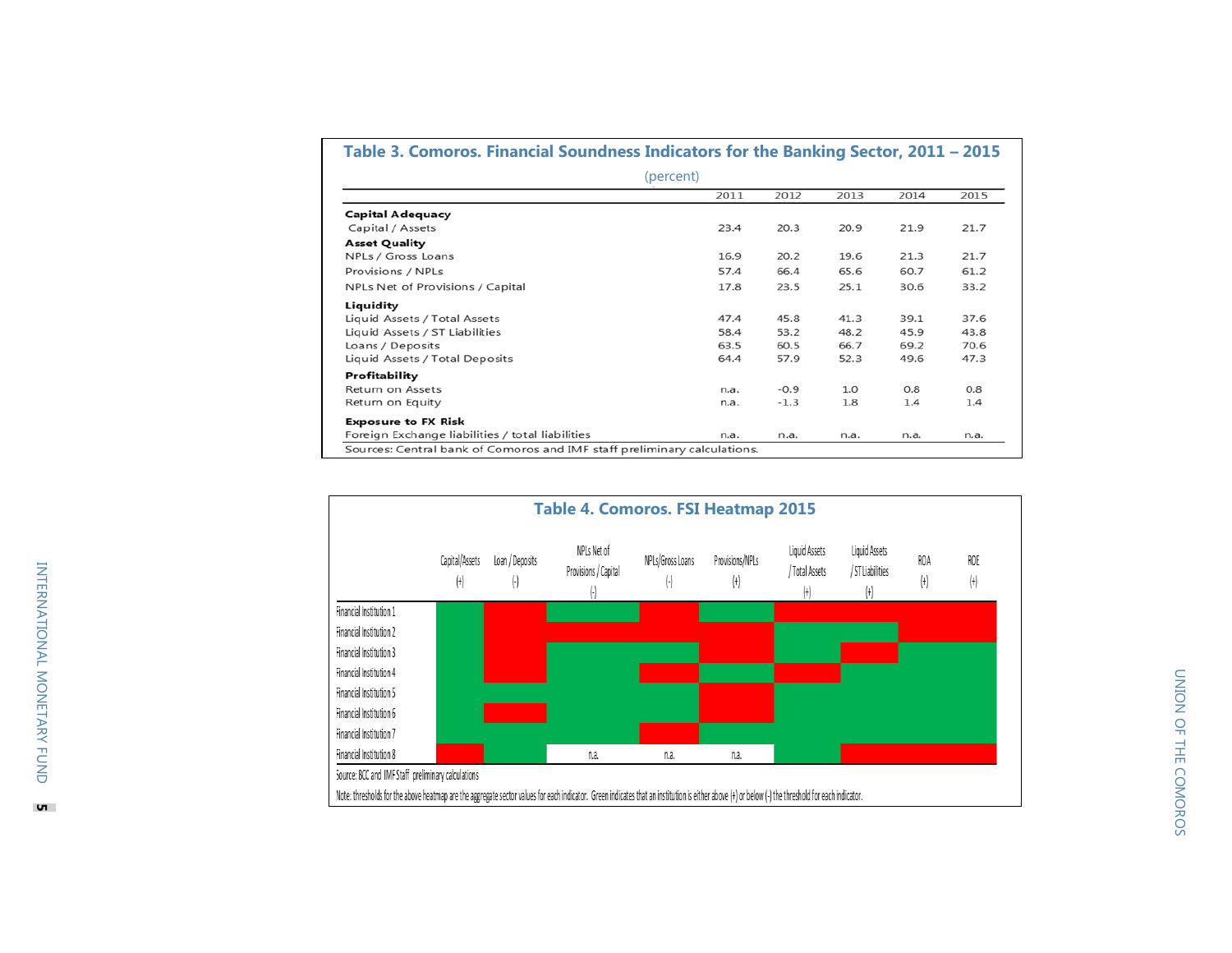## Table 3. Comoros. Financial Soundness Indicators for the Banking Sector, 2011 – 2015

(percent)

| | 2011 | 2012 | 2013 | 2014 | 2015 |
|---|---|---|---|---|---|
| **Capital Adequacy** | | | | | |
| Capital / Assets | 23.4 | 20.3 | 20.9 | 21.9 | 21.7 |
| **Asset Quality** | | | | | |
| NPLs / Gross Loans | 16.9 | 20.2 | 19.6 | 21.3 | 21.7 |
| Provisions / NPLs | 57.4 | 66.4 | 65.6 | 60.7 | 61.2 |
| NPLs Net of Provisions / Capital | 17.8 | 23.5 | 25.1 | 30.6 | 33.2 |
| **Liquidity** | | | | | |
| Liquid Assets / Total Assets | 47.4 | 45.8 | 41.3 | 39.1 | 37.6 |
| Liquid Assets / ST Liabilities | 58.4 | 53.2 | 48.2 | 45.9 | 43.8 |
| Loans / Deposits | 63.5 | 60.5 | 66.7 | 69.2 | 70.6 |
| Liquid Assets / Total Deposits | 64.4 | 57.9 | 52.3 | 49.6 | 47.3 |
| **Profitability** | | | | | |
| Return on Assets | n.a. | -0.9 | 1.0 | 0.8 | 0.8 |
| Return on Equity | n.a. | -1.3 | 1.8 | 1.4 | 1.4 |
| **Exposure to FX Risk** | | | | | |
| Foreign Exchange liabilities / total liabilities | n.a. | n.a. | n.a. | n.a. | n.a. |

Sources: Central bank of Comoros and IMF staff preliminary calculations.

## Table 4. Comoros. FSI Heatmap 2015

| | Capital/Assets (+) | Loan / Deposits (-) | NPLs Net of Provisions / Capital (-) | NPLs/Gross Loans (-) | Provisions/NPLs (+) | Liquid Assets / Total Assets (+) | Liquid Assets / ST Liabilities (+) | ROA (+) | ROE (+) |
|---|---|---|---|---|---|---|---|---|---|
| Financial Institution 1 | Green | Red | Green | Red | Green | Red | Red | Red | Red |
| Financial Institution 2 | Green | Red | Red | Red | Red | Green | Green | Red | Red |
| Financial Institution 3 | Green | Red | Green | Green | Red | Green | Red | Green | Green |
| Financial Institution 4 | Green | Red | Green | Red | Green | Red | Green | Green | Green |
| Financial Institution 5 | Green | Green | Green | Green | Red | Green | Green | Green | Green |
| Financial Institution 6 | Green | Red | Green | Green | Red | Green | Green | Green | Green |
| Financial Institution 7 | Green | Green | Green | Red | Green | Green | Green | Green | Green |
| Financial Institution 8 | Red | Green | n.a. | n.a. | n.a. | Green | Red | Red | Red |

Source: BCC and IMF Staff preliminary calculations

Note: thresholds for the above heatmap are the aggregate sector values for each indicator. Green indicates that an institution is either above (+) or below (-) the threshold for each indicator.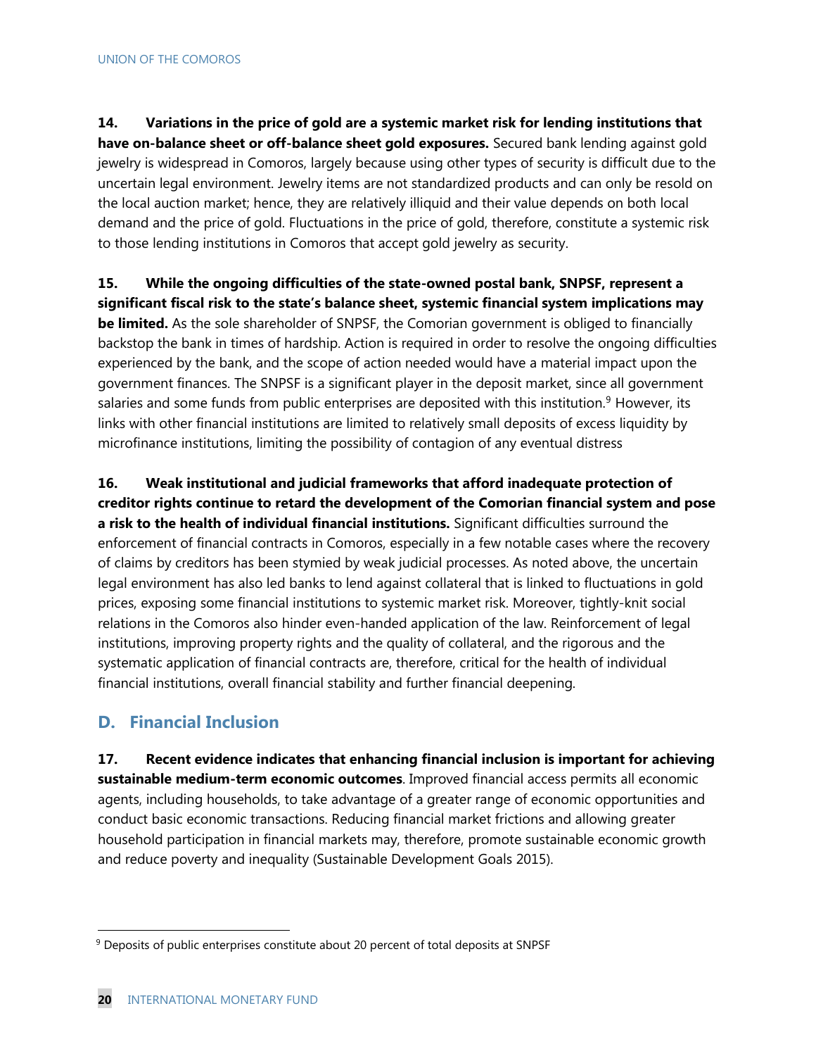**14. Variations in the price of gold are a systemic market risk for lending institutions that have on-balance sheet or off-balance sheet gold exposures.** Secured bank lending against gold jewelry is widespread in Comoros, largely because using other types of security is difficult due to the uncertain legal environment. Jewelry items are not standardized products and can only be resold on the local auction market; hence, they are relatively illiquid and their value depends on both local demand and the price of gold. Fluctuations in the price of gold, therefore, constitute a systemic risk to those lending institutions in Comoros that accept gold jewelry as security.

**15. While the ongoing difficulties of the state-owned postal bank, SNPSF, represent a significant fiscal risk to the state's balance sheet, systemic financial system implications may be limited.** As the sole shareholder of SNPSF, the Comorian government is obliged to financially backstop the bank in times of hardship. Action is required in order to resolve the ongoing difficulties experienced by the bank, and the scope of action needed would have a material impact upon the government finances. The SNPSF is a significant player in the deposit market, since all government salaries and some funds from public enterprises are deposited with this institution.[9] However, its links with other financial institutions are limited to relatively small deposits of excess liquidity by microfinance institutions, limiting the possibility of contagion of any eventual distress

**16. Weak institutional and judicial frameworks that afford inadequate protection of creditor rights continue to retard the development of the Comorian financial system and pose a risk to the health of individual financial institutions.** Significant difficulties surround the enforcement of financial contracts in Comoros, especially in a few notable cases where the recovery of claims by creditors has been stymied by weak judicial processes. As noted above, the uncertain legal environment has also led banks to lend against collateral that is linked to fluctuations in gold prices, exposing some financial institutions to systemic market risk. Moreover, tightly-knit social relations in the Comoros also hinder even-handed application of the law. Reinforcement of legal institutions, improving property rights and the quality of collateral, and the rigorous and the systematic application of financial contracts are, therefore, critical for the health of individual financial institutions, overall financial stability and further financial deepening.

## D. Financial Inclusion

**17. Recent evidence indicates that enhancing financial inclusion is important for achieving sustainable medium-term economic outcomes**. Improved financial access permits all economic agents, including households, to take advantage of a greater range of economic opportunities and conduct basic economic transactions. Reducing financial market frictions and allowing greater household participation in financial markets may, therefore, promote sustainable economic growth and reduce poverty and inequality (Sustainable Development Goals 2015).

---

[9] Deposits of public enterprises constitute about 20 percent of total deposits at SNPSF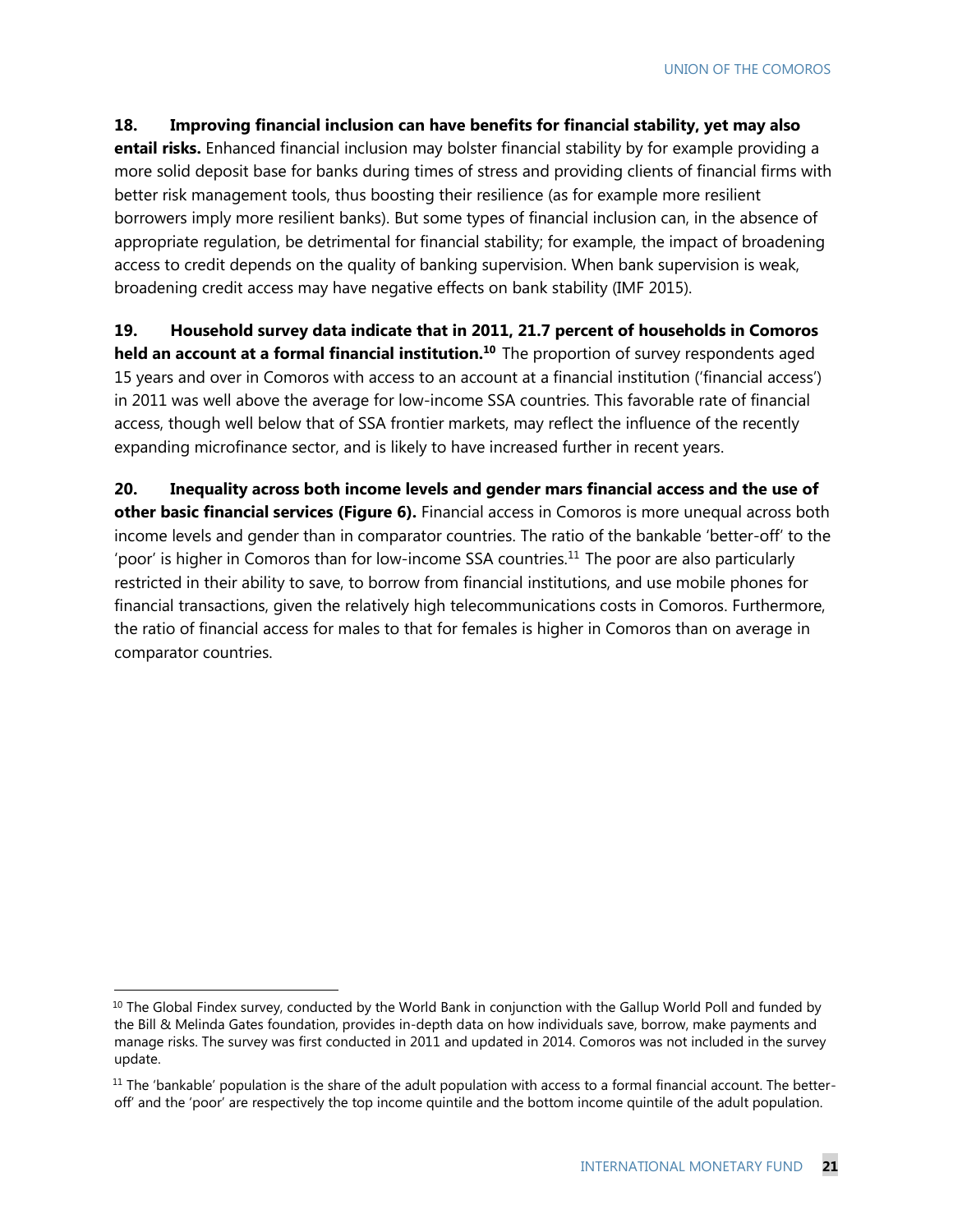**18. Improving financial inclusion can have benefits for financial stability, yet may also entail risks.** Enhanced financial inclusion may bolster financial stability by for example providing a more solid deposit base for banks during times of stress and providing clients of financial firms with better risk management tools, thus boosting their resilience (as for example more resilient borrowers imply more resilient banks). But some types of financial inclusion can, in the absence of appropriate regulation, be detrimental for financial stability; for example, the impact of broadening access to credit depends on the quality of banking supervision. When bank supervision is weak, broadening credit access may have negative effects on bank stability (IMF 2015).

**19. Household survey data indicate that in 2011, 21.7 percent of households in Comoros held an account at a formal financial institution.[10]** The proportion of survey respondents aged 15 years and over in Comoros with access to an account at a financial institution ('financial access') in 2011 was well above the average for low-income SSA countries. This favorable rate of financial access, though well below that of SSA frontier markets, may reflect the influence of the recently expanding microfinance sector, and is likely to have increased further in recent years.

**20. Inequality across both income levels and gender mars financial access and the use of other basic financial services (Figure 6).** Financial access in Comoros is more unequal across both income levels and gender than in comparator countries. The ratio of the bankable 'better-off' to the 'poor' is higher in Comoros than for low-income SSA countries.[11] The poor are also particularly restricted in their ability to save, to borrow from financial institutions, and use mobile phones for financial transactions, given the relatively high telecommunications costs in Comoros. Furthermore, the ratio of financial access for males to that for females is higher in Comoros than on average in comparator countries.

---

[10] The Global Findex survey, conducted by the World Bank in conjunction with the Gallup World Poll and funded by the Bill & Melinda Gates foundation, provides in-depth data on how individuals save, borrow, make payments and manage risks. The survey was first conducted in 2011 and updated in 2014. Comoros was not included in the survey update.

[11] The 'bankable' population is the share of the adult population with access to a formal financial account. The better-off' and the 'poor' are respectively the top income quintile and the bottom income quintile of the adult population.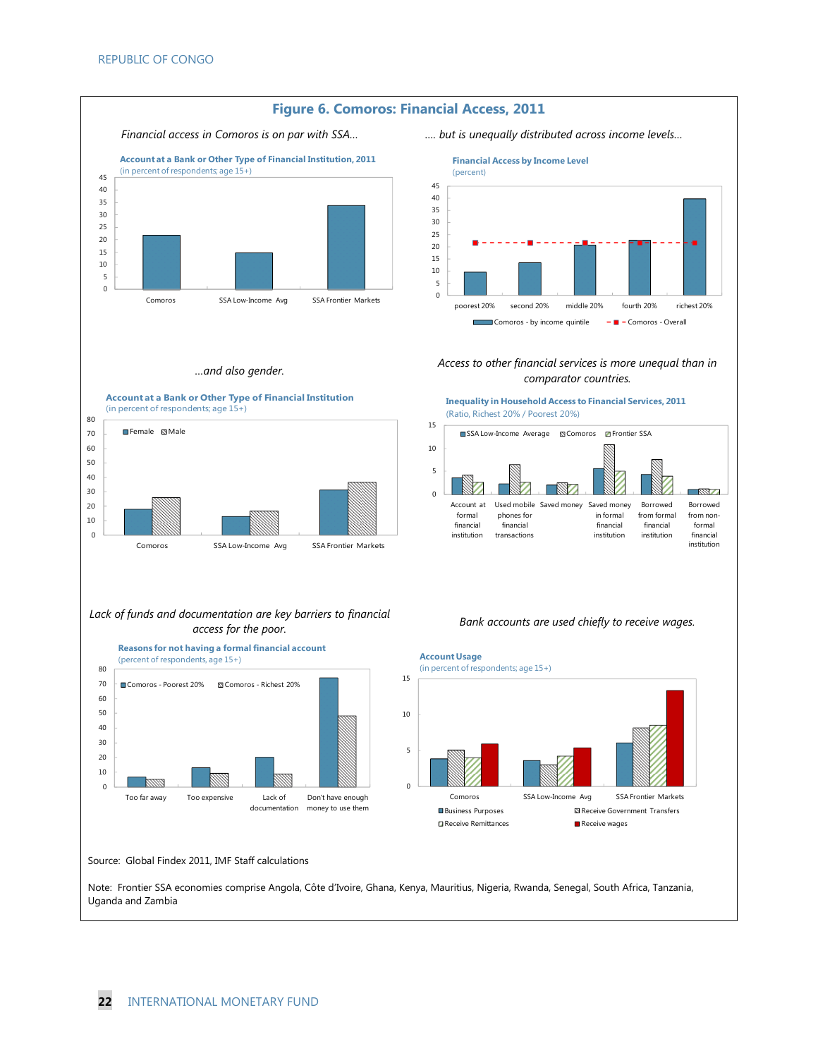# Figure 6. Comoros: Financial Access, 2011

*Financial access in Comoros is on par with SSA…*

**Account at a Bank or Other Type of Financial Institution, 2011**
(in percent of respondents; age 15+)

*…. but is unequally distributed across income levels…*

**Financial Access by Income Level**
(percent)

*…and also gender.*

**Account at a Bank or Other Type of Financial Institution**
(in percent of respondents; age 15+)

*Access to other financial services is more unequal than in comparator countries.*

**Inequality in Household Access to Financial Services, 2011**
(Ratio, Richest 20% / Poorest 20%)

*Lack of funds and documentation are key barriers to financial access for the poor.*

**Reasons for not having a formal financial account**
(percent of respondents, age 15+)

*Bank accounts are used chiefly to receive wages.*

**Account Usage**
(in percent of respondents; age 15+)

Source: Global Findex 2011, IMF Staff calculations

Note: Frontier SSA economies comprise Angola, Côte d'Ivoire, Ghana, Kenya, Mauritius, Nigeria, Rwanda, Senegal, South Africa, Tanzania, Uganda and Zambia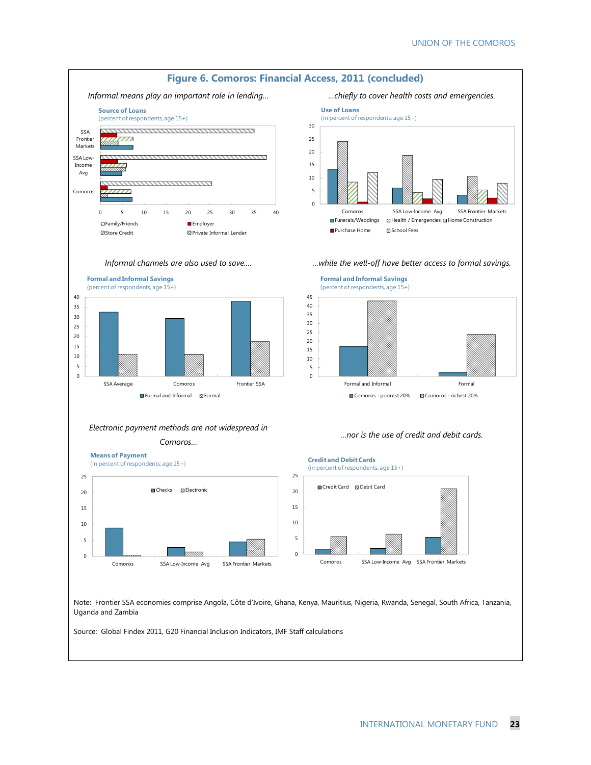# Figure 6. Comoros: Financial Access, 2011 (concluded)

*Informal means play an important role in lending…*

**Source of Loans**
(percent of respondents, age 15+)

*…chiefly to cover health costs and emergencies.*

**Use of Loans**
(in percent of respondents; age 15+)

*Informal channels are also used to save….*

**Formal and Informal Savings**
(percent of respondents, age 15+)

*…while the well-off have better access to formal savings.*

**Formal and Informal Savings**
(percent of respondents, age 15+)

*Electronic payment methods are not widespread in Comoros…*

**Means of Payment**
(in percent of respondents; age 15+)

*…nor is the use of credit and debit cards.*

**Credit and Debit Cards**
(in percent of respondents: age 15+)

Note: Frontier SSA economies comprise Angola, Côte d'Ivoire, Ghana, Kenya, Mauritius, Nigeria, Rwanda, Senegal, South Africa, Tanzania, Uganda and Zambia

Source: Global Findex 2011, G20 Financial Inclusion Indicators, IMF Staff calculations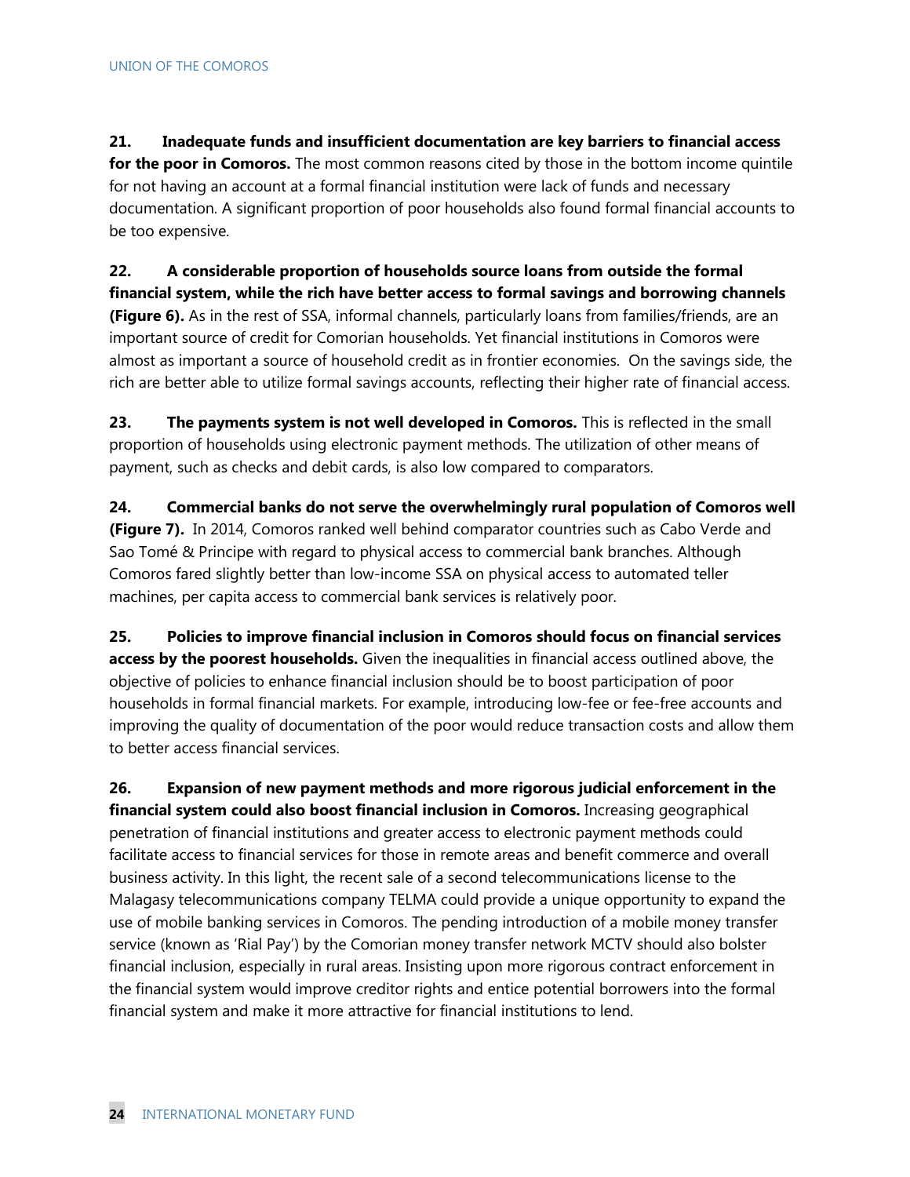**21. Inadequate funds and insufficient documentation are key barriers to financial access for the poor in Comoros.** The most common reasons cited by those in the bottom income quintile for not having an account at a formal financial institution were lack of funds and necessary documentation. A significant proportion of poor households also found formal financial accounts to be too expensive.

**22. A considerable proportion of households source loans from outside the formal financial system, while the rich have better access to formal savings and borrowing channels (Figure 6).** As in the rest of SSA, informal channels, particularly loans from families/friends, are an important source of credit for Comorian households. Yet financial institutions in Comoros were almost as important a source of household credit as in frontier economies. On the savings side, the rich are better able to utilize formal savings accounts, reflecting their higher rate of financial access.

**23. The payments system is not well developed in Comoros.** This is reflected in the small proportion of households using electronic payment methods. The utilization of other means of payment, such as checks and debit cards, is also low compared to comparators.

**24. Commercial banks do not serve the overwhelmingly rural population of Comoros well (Figure 7).** In 2014, Comoros ranked well behind comparator countries such as Cabo Verde and Sao Tomé & Principe with regard to physical access to commercial bank branches. Although Comoros fared slightly better than low-income SSA on physical access to automated teller machines, per capita access to commercial bank services is relatively poor.

**25. Policies to improve financial inclusion in Comoros should focus on financial services access by the poorest households.** Given the inequalities in financial access outlined above, the objective of policies to enhance financial inclusion should be to boost participation of poor households in formal financial markets. For example, introducing low-fee or fee-free accounts and improving the quality of documentation of the poor would reduce transaction costs and allow them to better access financial services.

**26. Expansion of new payment methods and more rigorous judicial enforcement in the financial system could also boost financial inclusion in Comoros.** Increasing geographical penetration of financial institutions and greater access to electronic payment methods could facilitate access to financial services for those in remote areas and benefit commerce and overall business activity. In this light, the recent sale of a second telecommunications license to the Malagasy telecommunications company TELMA could provide a unique opportunity to expand the use of mobile banking services in Comoros. The pending introduction of a mobile money transfer service (known as 'Rial Pay') by the Comorian money transfer network MCTV should also bolster financial inclusion, especially in rural areas. Insisting upon more rigorous contract enforcement in the financial system would improve creditor rights and entice potential borrowers into the formal financial system and make it more attractive for financial institutions to lend.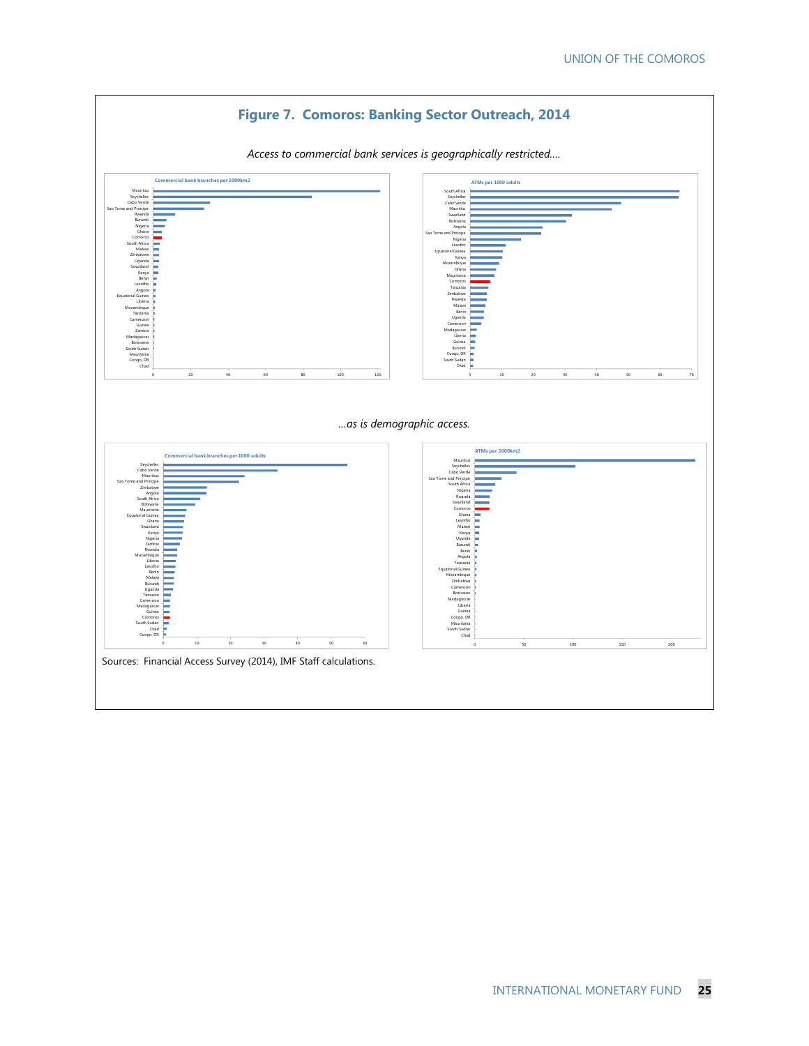## Figure 7. Comoros: Banking Sector Outreach, 2014

*Access to commercial bank services is geographically restricted....*

Commercial bank branches per 1000km2

ATMs per 1000 adults

*...as is demographic access.*

Commercial bank branches per 1000 adults

ATMs per 1000km2

Sources: Financial Access Survey (2014), IMF Staff calculations.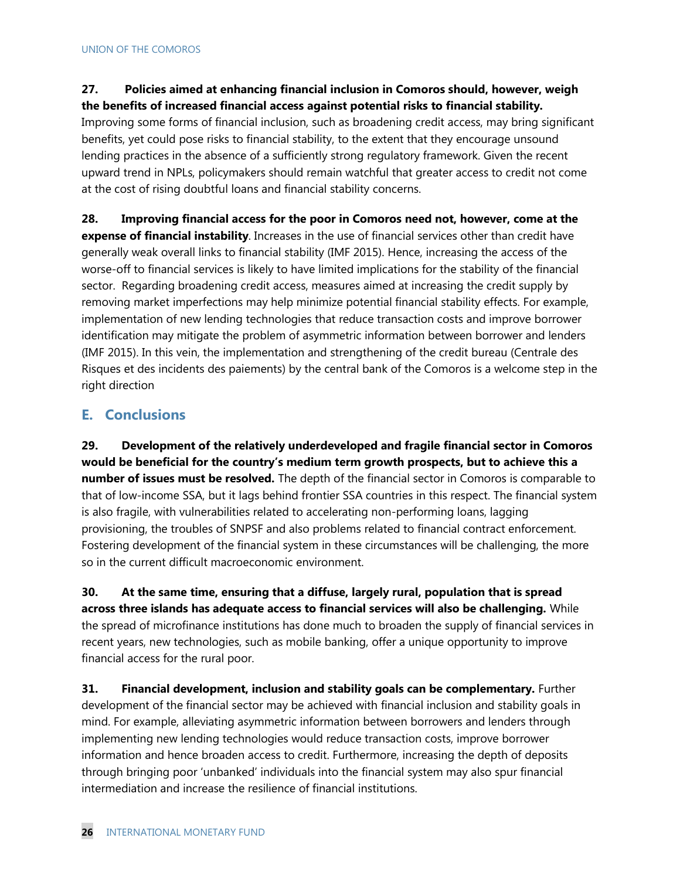**27. Policies aimed at enhancing financial inclusion in Comoros should, however, weigh the benefits of increased financial access against potential risks to financial stability.** Improving some forms of financial inclusion, such as broadening credit access, may bring significant benefits, yet could pose risks to financial stability, to the extent that they encourage unsound lending practices in the absence of a sufficiently strong regulatory framework. Given the recent upward trend in NPLs, policymakers should remain watchful that greater access to credit not come at the cost of rising doubtful loans and financial stability concerns.

**28. Improving financial access for the poor in Comoros need not, however, come at the expense of financial instability**. Increases in the use of financial services other than credit have generally weak overall links to financial stability (IMF 2015). Hence, increasing the access of the worse-off to financial services is likely to have limited implications for the stability of the financial sector. Regarding broadening credit access, measures aimed at increasing the credit supply by removing market imperfections may help minimize potential financial stability effects. For example, implementation of new lending technologies that reduce transaction costs and improve borrower identification may mitigate the problem of asymmetric information between borrower and lenders (IMF 2015). In this vein, the implementation and strengthening of the credit bureau (Centrale des Risques et des incidents des paiements) by the central bank of the Comoros is a welcome step in the right direction

## E. Conclusions

**29. Development of the relatively underdeveloped and fragile financial sector in Comoros would be beneficial for the country's medium term growth prospects, but to achieve this a number of issues must be resolved.** The depth of the financial sector in Comoros is comparable to that of low-income SSA, but it lags behind frontier SSA countries in this respect. The financial system is also fragile, with vulnerabilities related to accelerating non-performing loans, lagging provisioning, the troubles of SNPSF and also problems related to financial contract enforcement. Fostering development of the financial system in these circumstances will be challenging, the more so in the current difficult macroeconomic environment.

**30. At the same time, ensuring that a diffuse, largely rural, population that is spread across three islands has adequate access to financial services will also be challenging.** While the spread of microfinance institutions has done much to broaden the supply of financial services in recent years, new technologies, such as mobile banking, offer a unique opportunity to improve financial access for the rural poor.

**31. Financial development, inclusion and stability goals can be complementary.** Further development of the financial sector may be achieved with financial inclusion and stability goals in mind. For example, alleviating asymmetric information between borrowers and lenders through implementing new lending technologies would reduce transaction costs, improve borrower information and hence broaden access to credit. Furthermore, increasing the depth of deposits through bringing poor 'unbanked' individuals into the financial system may also spur financial intermediation and increase the resilience of financial institutions.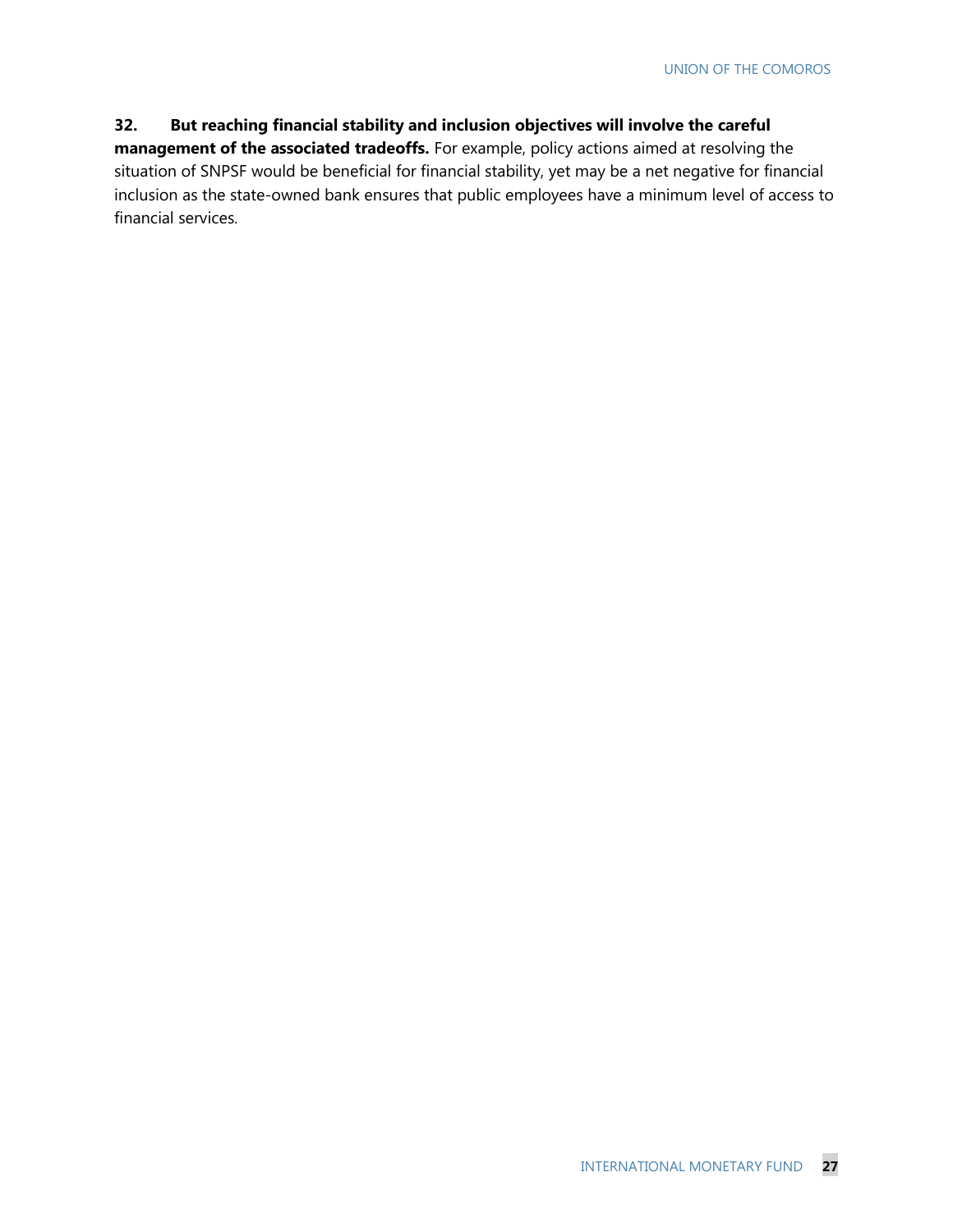**32. But reaching financial stability and inclusion objectives will involve the careful management of the associated tradeoffs.** For example, policy actions aimed at resolving the situation of SNPSF would be beneficial for financial stability, yet may be a net negative for financial inclusion as the state-owned bank ensures that public employees have a minimum level of access to financial services.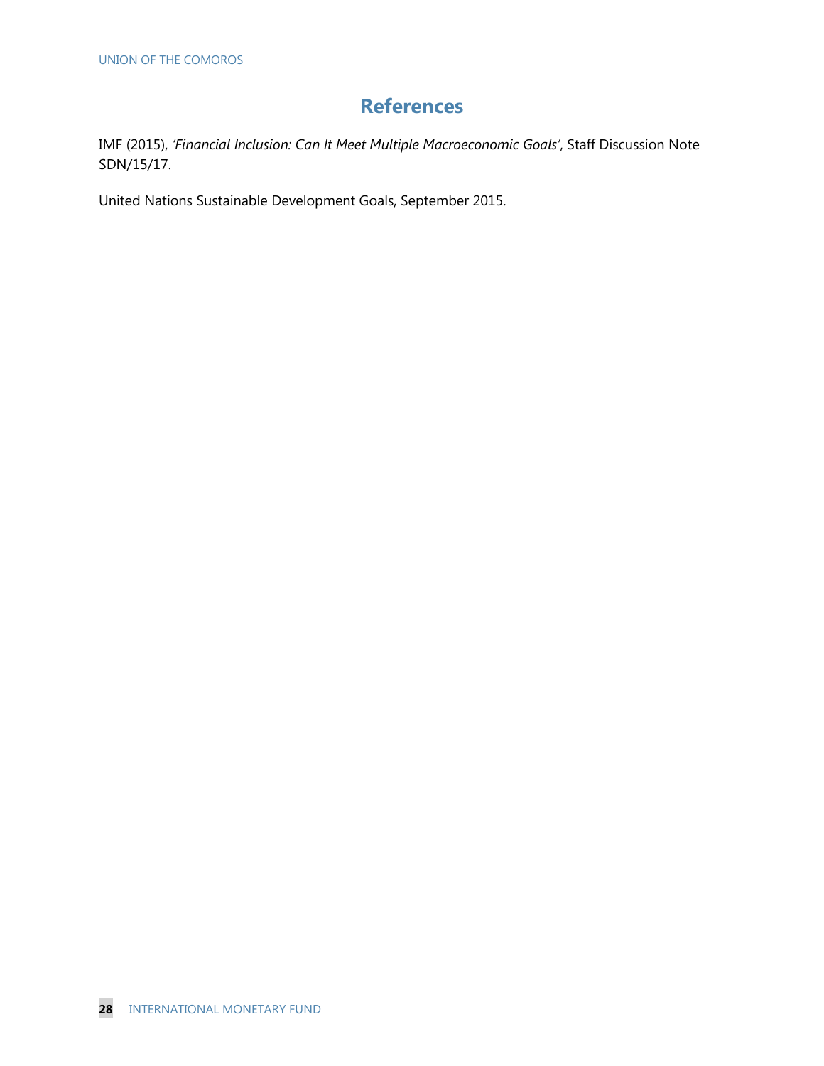# References

IMF (2015), *'Financial Inclusion: Can It Meet Multiple Macroeconomic Goals'*, Staff Discussion Note SDN/15/17.

United Nations Sustainable Development Goals, September 2015.